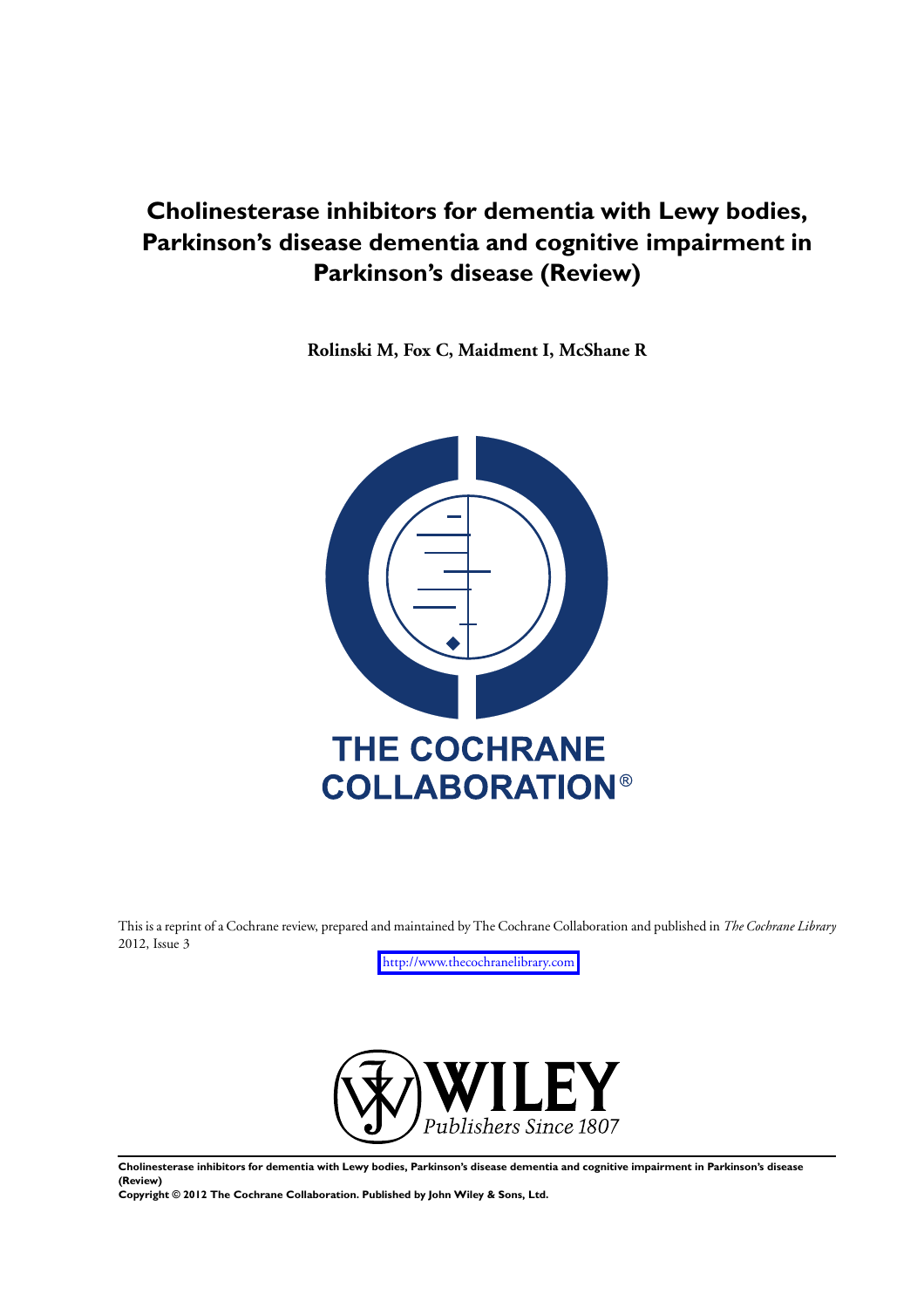# Cholinesterase inhibitors for dementia with Lewy bodies, Parkinson's disease dementia and cognitive impairment in Parkinson's disease (Review)

**Rolinski M, Fox C, Maidment I, McShane R**

THE COCHRANE COLLABORATION®

This is a reprint of a Cochrane review, prepared and maintained by The Cochrane Collaboration and published in *The Cochrane Library* 2012, Issue 3

http://www.thecochranelibrary.com

WILEY
*Publishers Since 1807*

**Cholinesterase inhibitors for dementia with Lewy bodies, Parkinson's disease dementia and cognitive impairment in Parkinson's disease (Review)**
**Copyright © 2012 The Cochrane Collaboration. Published by John Wiley & Sons, Ltd.**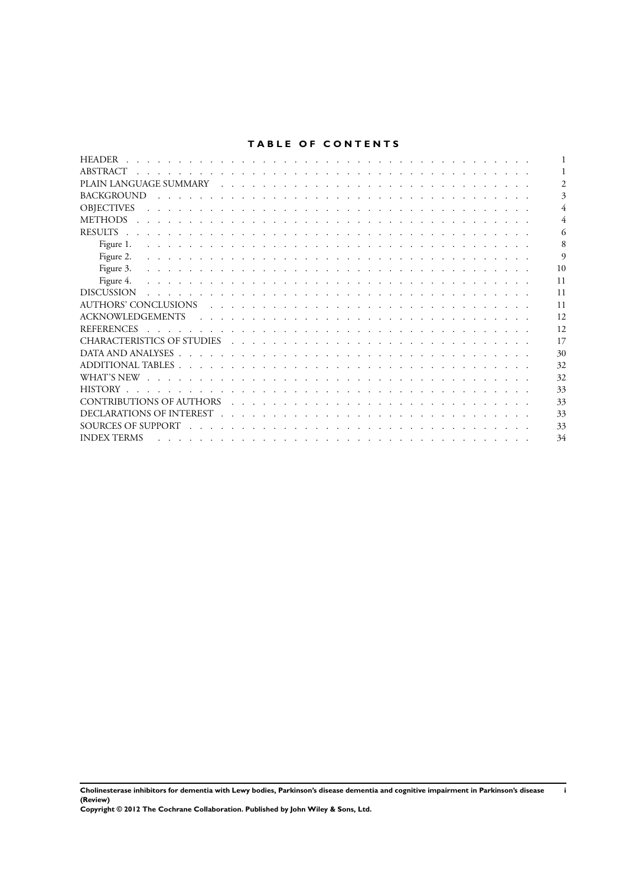# TABLE OF CONTENTS

| | |
|---|---|
| HEADER | 1 |
| ABSTRACT | 1 |
| PLAIN LANGUAGE SUMMARY | 2 |
| BACKGROUND | 3 |
| OBJECTIVES | 4 |
| METHODS | 4 |
| RESULTS | 6 |
| Figure 1. | 8 |
| Figure 2. | 9 |
| Figure 3. | 10 |
| Figure 4. | 11 |
| DISCUSSION | 11 |
| AUTHORS' CONCLUSIONS | 11 |
| ACKNOWLEDGEMENTS | 12 |
| REFERENCES | 12 |
| CHARACTERISTICS OF STUDIES | 17 |
| DATA AND ANALYSES | 30 |
| ADDITIONAL TABLES | 32 |
| WHAT'S NEW | 32 |
| HISTORY | 33 |
| CONTRIBUTIONS OF AUTHORS | 33 |
| DECLARATIONS OF INTEREST | 33 |
| SOURCES OF SUPPORT | 33 |
| INDEX TERMS | 34 |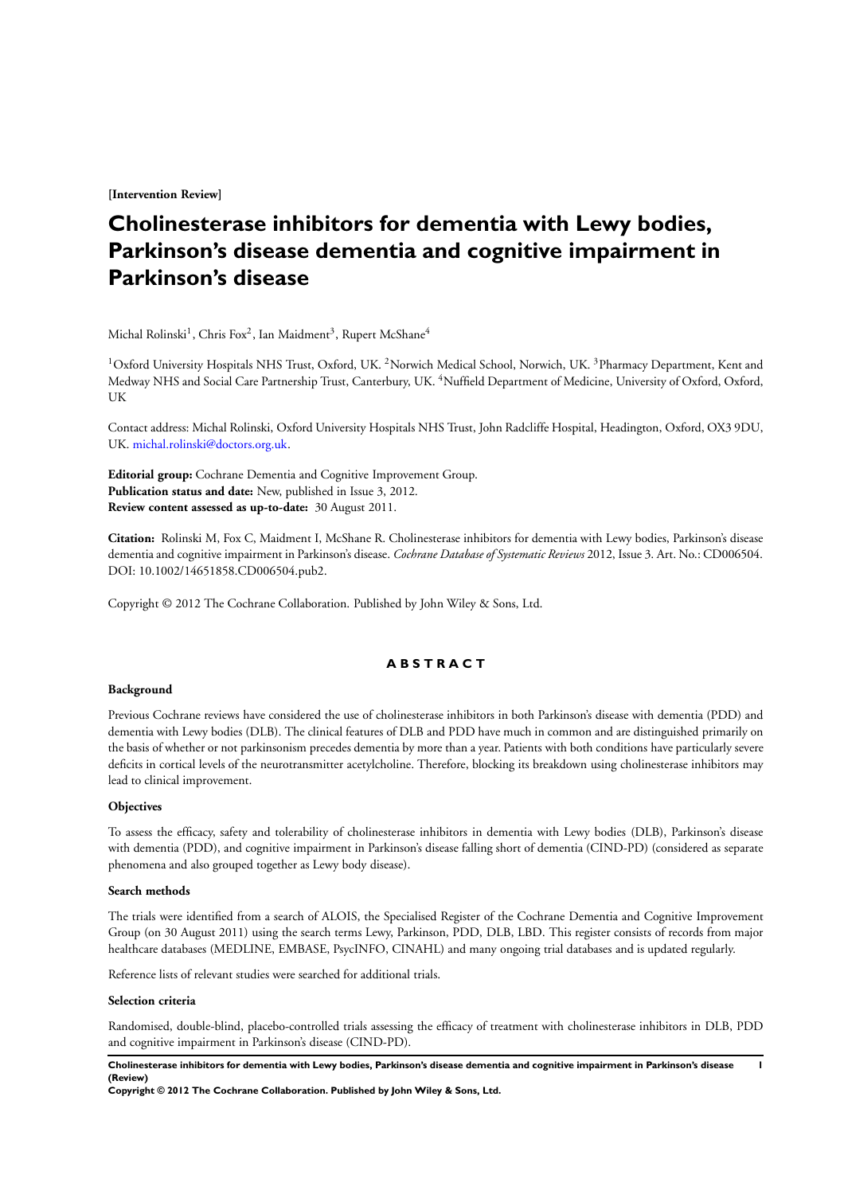**[Intervention Review]**

# Cholinesterase inhibitors for dementia with Lewy bodies, Parkinson's disease dementia and cognitive impairment in Parkinson's disease

Michal Rolinski[1], Chris Fox[2], Ian Maidment[3], Rupert McShane[4]

[1]Oxford University Hospitals NHS Trust, Oxford, UK. [2]Norwich Medical School, Norwich, UK. [3]Pharmacy Department, Kent and Medway NHS and Social Care Partnership Trust, Canterbury, UK. [4]Nuffield Department of Medicine, University of Oxford, Oxford, UK

Contact address: Michal Rolinski, Oxford University Hospitals NHS Trust, John Radcliffe Hospital, Headington, Oxford, OX3 9DU, UK. michal.rolinski@doctors.org.uk.

**Editorial group:** Cochrane Dementia and Cognitive Improvement Group.
**Publication status and date:** New, published in Issue 3, 2012.
**Review content assessed as up-to-date:** 30 August 2011.

**Citation:** Rolinski M, Fox C, Maidment I, McShane R. Cholinesterase inhibitors for dementia with Lewy bodies, Parkinson's disease dementia and cognitive impairment in Parkinson's disease. *Cochrane Database of Systematic Reviews* 2012, Issue 3. Art. No.: CD006504. DOI: 10.1002/14651858.CD006504.pub2.

Copyright © 2012 The Cochrane Collaboration. Published by John Wiley & Sons, Ltd.

## ABSTRACT

### Background

Previous Cochrane reviews have considered the use of cholinesterase inhibitors in both Parkinson's disease with dementia (PDD) and dementia with Lewy bodies (DLB). The clinical features of DLB and PDD have much in common and are distinguished primarily on the basis of whether or not parkinsonism precedes dementia by more than a year. Patients with both conditions have particularly severe deficits in cortical levels of the neurotransmitter acetylcholine. Therefore, blocking its breakdown using cholinesterase inhibitors may lead to clinical improvement.

### Objectives

To assess the efficacy, safety and tolerability of cholinesterase inhibitors in dementia with Lewy bodies (DLB), Parkinson's disease with dementia (PDD), and cognitive impairment in Parkinson's disease falling short of dementia (CIND-PD) (considered as separate phenomena and also grouped together as Lewy body disease).

### Search methods

The trials were identified from a search of ALOIS, the Specialised Register of the Cochrane Dementia and Cognitive Improvement Group (on 30 August 2011) using the search terms Lewy, Parkinson, PDD, DLB, LBD. This register consists of records from major healthcare databases (MEDLINE, EMBASE, PsycINFO, CINAHL) and many ongoing trial databases and is updated regularly.

Reference lists of relevant studies were searched for additional trials.

### Selection criteria

Randomised, double-blind, placebo-controlled trials assessing the efficacy of treatment with cholinesterase inhibitors in DLB, PDD and cognitive impairment in Parkinson's disease (CIND-PD).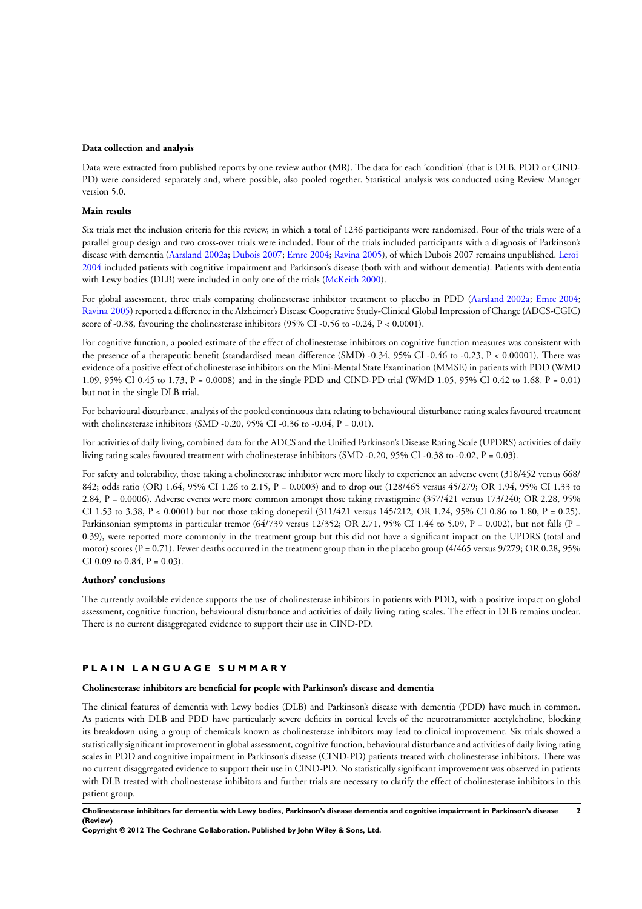**Data collection and analysis**

Data were extracted from published reports by one review author (MR). The data for each 'condition' (that is DLB, PDD or CIND-PD) were considered separately and, where possible, also pooled together. Statistical analysis was conducted using Review Manager version 5.0.

**Main results**

Six trials met the inclusion criteria for this review, in which a total of 1236 participants were randomised. Four of the trials were of a parallel group design and two cross-over trials were included. Four of the trials included participants with a diagnosis of Parkinson's disease with dementia (Aarsland 2002a; Dubois 2007; Emre 2004; Ravina 2005), of which Dubois 2007 remains unpublished. Leroi 2004 included patients with cognitive impairment and Parkinson's disease (both with and without dementia). Patients with dementia with Lewy bodies (DLB) were included in only one of the trials (McKeith 2000).

For global assessment, three trials comparing cholinesterase inhibitor treatment to placebo in PDD (Aarsland 2002a; Emre 2004; Ravina 2005) reported a difference in the Alzheimer's Disease Cooperative Study-Clinical Global Impression of Change (ADCS-CGIC) score of -0.38, favouring the cholinesterase inhibitors (95% CI -0.56 to -0.24, $P < 0.0001$).

For cognitive function, a pooled estimate of the effect of cholinesterase inhibitors on cognitive function measures was consistent with the presence of a therapeutic benefit (standardised mean difference (SMD) -0.34, 95% CI -0.46 to -0.23, $P < 0.00001$). There was evidence of a positive effect of cholinesterase inhibitors on the Mini-Mental State Examination (MMSE) in patients with PDD (WMD 1.09, 95% CI 0.45 to 1.73, $P = 0.0008$) and in the single PDD and CIND-PD trial (WMD 1.05, 95% CI 0.42 to 1.68, $P = 0.01$) but not in the single DLB trial.

For behavioural disturbance, analysis of the pooled continuous data relating to behavioural disturbance rating scales favoured treatment with cholinesterase inhibitors (SMD -0.20, 95% CI -0.36 to -0.04, $P = 0.01$).

For activities of daily living, combined data for the ADCS and the Unified Parkinson's Disease Rating Scale (UPDRS) activities of daily living rating scales favoured treatment with cholinesterase inhibitors (SMD -0.20, 95% CI -0.38 to -0.02, $P = 0.03$).

For safety and tolerability, those taking a cholinesterase inhibitor were more likely to experience an adverse event (318/452 versus 668/842; odds ratio (OR) 1.64, 95% CI 1.26 to 2.15, $P = 0.0003$) and to drop out (128/465 versus 45/279; OR 1.94, 95% CI 1.33 to 2.84, $P = 0.0006$). Adverse events were more common amongst those taking rivastigmine (357/421 versus 173/240; OR 2.28, 95% CI 1.53 to 3.38, $P < 0.0001$) but not those taking donepezil (311/421 versus 145/212; OR 1.24, 95% CI 0.86 to 1.80, $P = 0.25$). Parkinsonian symptoms in particular tremor (64/739 versus 12/352; OR 2.71, 95% CI 1.44 to 5.09, $P = 0.002$), but not falls ($P = 0.39$), were reported more commonly in the treatment group but this did not have a significant impact on the UPDRS (total and motor) scores ($P = 0.71$). Fewer deaths occurred in the treatment group than in the placebo group (4/465 versus 9/279; OR 0.28, 95% CI 0.09 to 0.84, $P = 0.03$).

**Authors' conclusions**

The currently available evidence supports the use of cholinesterase inhibitors in patients with PDD, with a positive impact on global assessment, cognitive function, behavioural disturbance and activities of daily living rating scales. The effect in DLB remains unclear. There is no current disaggregated evidence to support their use in CIND-PD.

## PLAIN LANGUAGE SUMMARY

**Cholinesterase inhibitors are beneficial for people with Parkinson's disease and dementia**

The clinical features of dementia with Lewy bodies (DLB) and Parkinson's disease with dementia (PDD) have much in common. As patients with DLB and PDD have particularly severe deficits in cortical levels of the neurotransmitter acetylcholine, blocking its breakdown using a group of chemicals known as cholinesterase inhibitors may lead to clinical improvement. Six trials showed a statistically significant improvement in global assessment, cognitive function, behavioural disturbance and activities of daily living rating scales in PDD and cognitive impairment in Parkinson's disease (CIND-PD) patients treated with cholinesterase inhibitors. There was no current disaggregated evidence to support their use in CIND-PD. No statistically significant improvement was observed in patients with DLB treated with cholinesterase inhibitors and further trials are necessary to clarify the effect of cholinesterase inhibitors in this patient group.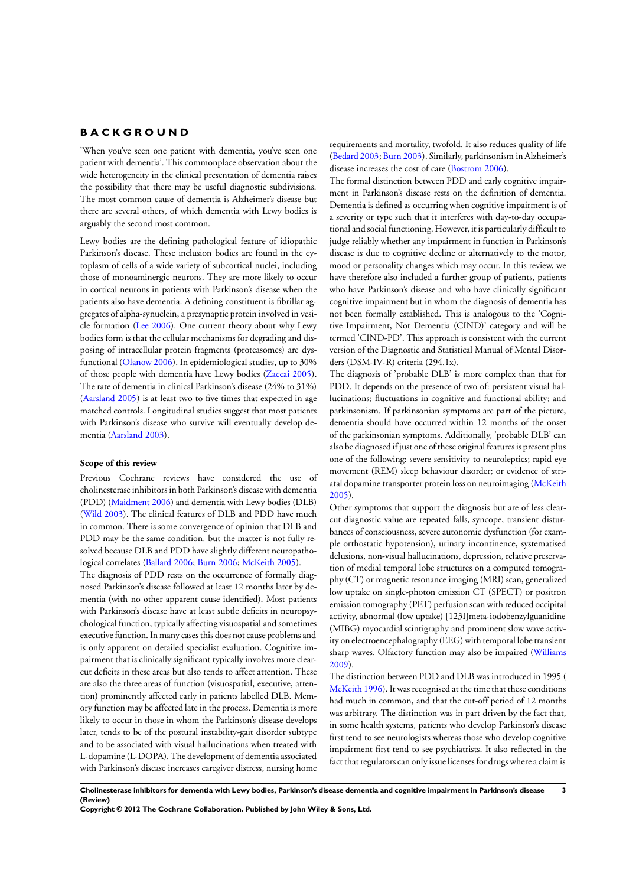# BACKGROUND

'When you've seen one patient with dementia, you've seen one patient with dementia'. This commonplace observation about the wide heterogeneity in the clinical presentation of dementia raises the possibility that there may be useful diagnostic subdivisions. The most common cause of dementia is Alzheimer's disease but there are several others, of which dementia with Lewy bodies is arguably the second most common.

Lewy bodies are the defining pathological feature of idiopathic Parkinson's disease. These inclusion bodies are found in the cytoplasm of cells of a wide variety of subcortical nuclei, including those of monoaminergic neurons. They are more likely to occur in cortical neurons in patients with Parkinson's disease when the patients also have dementia. A defining constituent is fibrillar aggregates of alpha-synuclein, a presynaptic protein involved in vesicle formation (Lee 2006). One current theory about why Lewy bodies form is that the cellular mechanisms for degrading and disposing of intracellular protein fragments (proteasomes) are dysfunctional (Olanow 2006). In epidemiological studies, up to 30% of those people with dementia have Lewy bodies (Zaccai 2005). The rate of dementia in clinical Parkinson's disease (24% to 31%) (Aarsland 2005) is at least two to five times that expected in age matched controls. Longitudinal studies suggest that most patients with Parkinson's disease who survive will eventually develop dementia (Aarsland 2003).

### Scope of this review

Previous Cochrane reviews have considered the use of cholinesterase inhibitors in both Parkinson's disease with dementia (PDD) (Maidment 2006) and dementia with Lewy bodies (DLB) (Wild 2003). The clinical features of DLB and PDD have much in common. There is some convergence of opinion that DLB and PDD may be the same condition, but the matter is not fully resolved because DLB and PDD have slightly different neuropathological correlates (Ballard 2006; Burn 2006; McKeith 2005).

The diagnosis of PDD rests on the occurrence of formally diagnosed Parkinson's disease followed at least 12 months later by dementia (with no other apparent cause identified). Most patients with Parkinson's disease have at least subtle deficits in neuropsychological function, typically affecting visuospatial and sometimes executive function. In many cases this does not cause problems and is only apparent on detailed specialist evaluation. Cognitive impairment that is clinically significant typically involves more clear-cut deficits in these areas but also tends to affect attention. These are also the three areas of function (visuospatial, executive, attention) prominently affected early in patients labelled DLB. Memory function may be affected late in the process. Dementia is more likely to occur in those in whom the Parkinson's disease develops later, tends to be of the postural instability-gait disorder subtype and to be associated with visual hallucinations when treated with L-dopamine (L-DOPA). The development of dementia associated with Parkinson's disease increases caregiver distress, nursing home requirements and mortality, twofold. It also reduces quality of life (Bedard 2003; Burn 2003). Similarly, parkinsonism in Alzheimer's disease increases the cost of care (Bostrom 2006).

The formal distinction between PDD and early cognitive impairment in Parkinson's disease rests on the definition of dementia. Dementia is defined as occurring when cognitive impairment is of a severity or type such that it interferes with day-to-day occupational and social functioning. However, it is particularly difficult to judge reliably whether any impairment in function in Parkinson's disease is due to cognitive decline or alternatively to the motor, mood or personality changes which may occur. In this review, we have therefore also included a further group of patients, patients who have Parkinson's disease and who have clinically significant cognitive impairment but in whom the diagnosis of dementia has not been formally established. This is analogous to the 'Cognitive Impairment, Not Dementia (CIND)' category and will be termed 'CIND-PD'. This approach is consistent with the current version of the Diagnostic and Statistical Manual of Mental Disorders (DSM-IV-R) criteria (294.1x).

The diagnosis of 'probable DLB' is more complex than that for PDD. It depends on the presence of two of: persistent visual hallucinations; fluctuations in cognitive and functional ability; and parkinsonism. If parkinsonian symptoms are part of the picture, dementia should have occurred within 12 months of the onset of the parkinsonian symptoms. Additionally, 'probable DLB' can also be diagnosed if just one of these original features is present plus one of the following: severe sensitivity to neuroleptics; rapid eye movement (REM) sleep behaviour disorder; or evidence of striatal dopamine transporter protein loss on neuroimaging (McKeith 2005).

Other symptoms that support the diagnosis but are of less clear-cut diagnostic value are repeated falls, syncope, transient disturbances of consciousness, severe autonomic dysfunction (for example orthostatic hypotension), urinary incontinence, systematised delusions, non-visual hallucinations, depression, relative preservation of medial temporal lobe structures on a computed tomography (CT) or magnetic resonance imaging (MRI) scan, generalized low uptake on single-photon emission CT (SPECT) or positron emission tomography (PET) perfusion scan with reduced occipital activity, abnormal (low uptake) [123I]meta-iodobenzylguanidine (MIBG) myocardial scintigraphy and prominent slow wave activity on electroencephalography (EEG) with temporal lobe transient sharp waves. Olfactory function may also be impaired (Williams 2009).

The distinction between PDD and DLB was introduced in 1995 (McKeith 1996). It was recognised at the time that these conditions had much in common, and that the cut-off period of 12 months was arbitrary. The distinction was in part driven by the fact that, in some health systems, patients who develop Parkinson's disease first tend to see neurologists whereas those who develop cognitive impairment first tend to see psychiatrists. It also reflected in the fact that regulators can only issue licenses for drugs where a claim is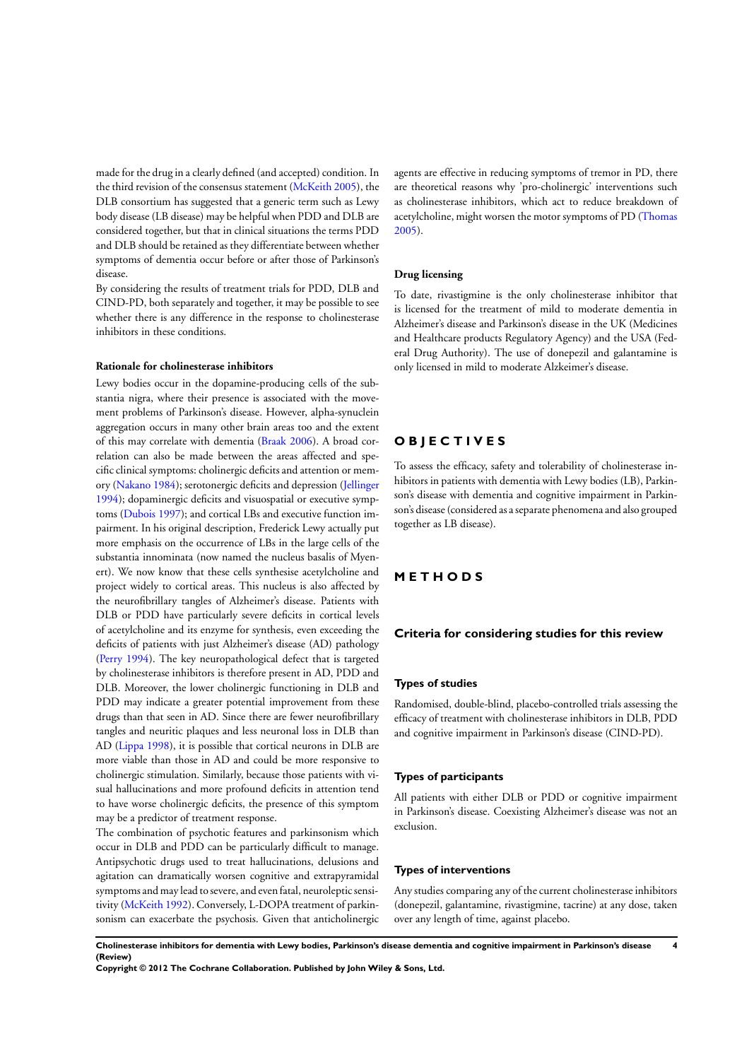made for the drug in a clearly defined (and accepted) condition. In the third revision of the consensus statement (McKeith 2005), the DLB consortium has suggested that a generic term such as Lewy body disease (LB disease) may be helpful when PDD and DLB are considered together, but that in clinical situations the terms PDD and DLB should be retained as they differentiate between whether symptoms of dementia occur before or after those of Parkinson's disease.

By considering the results of treatment trials for PDD, DLB and CIND-PD, both separately and together, it may be possible to see whether there is any difference in the response to cholinesterase inhibitors in these conditions.

### Rationale for cholinesterase inhibitors

Lewy bodies occur in the dopamine-producing cells of the substantia nigra, where their presence is associated with the movement problems of Parkinson's disease. However, alpha-synuclein aggregation occurs in many other brain areas too and the extent of this may correlate with dementia (Braak 2006). A broad correlation can also be made between the areas affected and specific clinical symptoms: cholinergic deficits and attention or memory (Nakano 1984); serotonergic deficits and depression (Jellinger 1994); dopaminergic deficits and visuospatial or executive symptoms (Dubois 1997); and cortical LBs and executive function impairment. In his original description, Frederick Lewy actually put more emphasis on the occurrence of LBs in the large cells of the substantia innominata (now named the nucleus basalis of Myenert). We now know that these cells synthesise acetylcholine and project widely to cortical areas. This nucleus is also affected by the neurofibrillary tangles of Alzheimer's disease. Patients with DLB or PDD have particularly severe deficits in cortical levels of acetylcholine and its enzyme for synthesis, even exceeding the deficits of patients with just Alzheimer's disease (AD) pathology (Perry 1994). The key neuropathological defect that is targeted by cholinesterase inhibitors is therefore present in AD, PDD and DLB. Moreover, the lower cholinergic functioning in DLB and PDD may indicate a greater potential improvement from these drugs than that seen in AD. Since there are fewer neurofibrillary tangles and neuritic plaques and less neuronal loss in DLB than AD (Lippa 1998), it is possible that cortical neurons in DLB are more viable than those in AD and could be more responsive to cholinergic stimulation. Similarly, because those patients with visual hallucinations and more profound deficits in attention tend to have worse cholinergic deficits, the presence of this symptom may be a predictor of treatment response.

The combination of psychotic features and parkinsonism which occur in DLB and PDD can be particularly difficult to manage. Antipsychotic drugs used to treat hallucinations, delusions and agitation can dramatically worsen cognitive and extrapyramidal symptoms and may lead to severe, and even fatal, neuroleptic sensitivity (McKeith 1992). Conversely, L-DOPA treatment of parkinsonism can exacerbate the psychosis. Given that anticholinergic agents are effective in reducing symptoms of tremor in PD, there are theoretical reasons why 'pro-cholinergic' interventions such as cholinesterase inhibitors, which act to reduce breakdown of acetylcholine, might worsen the motor symptoms of PD (Thomas 2005).

### Drug licensing

To date, rivastigmine is the only cholinesterase inhibitor that is licensed for the treatment of mild to moderate dementia in Alzheimer's disease and Parkinson's disease in the UK (Medicines and Healthcare products Regulatory Agency) and the USA (Federal Drug Authority). The use of donepezil and galantamine is only licensed in mild to moderate Alzkeimer's disease.

# OBJECTIVES

To assess the efficacy, safety and tolerability of cholinesterase inhibitors in patients with dementia with Lewy bodies (LB), Parkinson's disease with dementia and cognitive impairment in Parkinson's disease (considered as a separate phenomena and also grouped together as LB disease).

# METHODS

## Criteria for considering studies for this review

### Types of studies

Randomised, double-blind, placebo-controlled trials assessing the efficacy of treatment with cholinesterase inhibitors in DLB, PDD and cognitive impairment in Parkinson's disease (CIND-PD).

### Types of participants

All patients with either DLB or PDD or cognitive impairment in Parkinson's disease. Coexisting Alzheimer's disease was not an exclusion.

### Types of interventions

Any studies comparing any of the current cholinesterase inhibitors (donepezil, galantamine, rivastigmine, tacrine) at any dose, taken over any length of time, against placebo.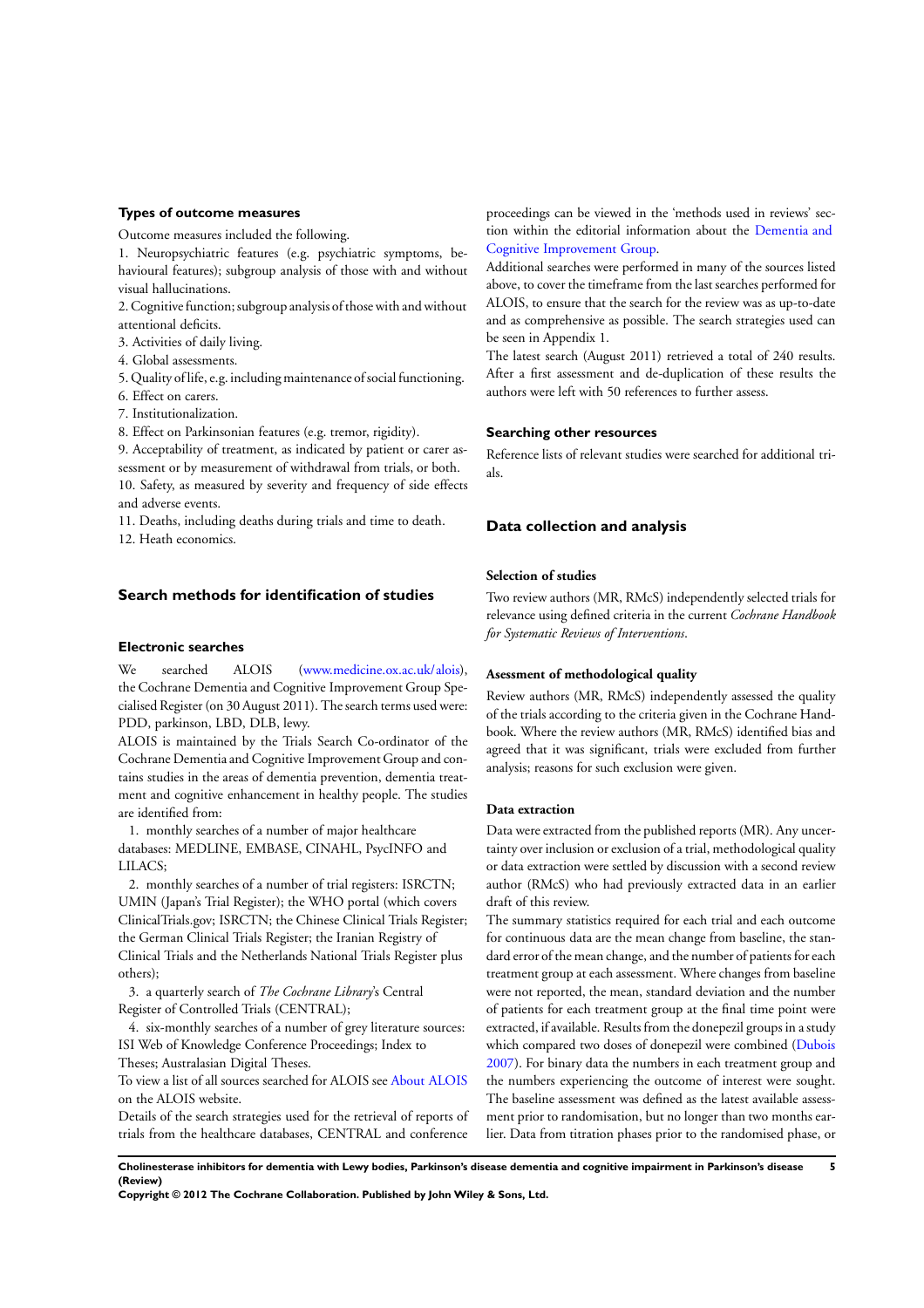### Types of outcome measures

Outcome measures included the following.

1. Neuropsychiatric features (e.g. psychiatric symptoms, behavioural features); subgroup analysis of those with and without visual hallucinations.
2. Cognitive function; subgroup analysis of those with and without attentional deficits.
3. Activities of daily living.
4. Global assessments.
5. Quality of life, e.g. including maintenance of social functioning.
6. Effect on carers.
7. Institutionalization.
8. Effect on Parkinsonian features (e.g. tremor, rigidity).
9. Acceptability of treatment, as indicated by patient or carer assessment or by measurement of withdrawal from trials, or both.
10. Safety, as measured by severity and frequency of side effects and adverse events.
11. Deaths, including deaths during trials and time to death.
12. Heath economics.

## Search methods for identification of studies

### Electronic searches

We searched ALOIS (www.medicine.ox.ac.uk/alois), the Cochrane Dementia and Cognitive Improvement Group Specialised Register (on 30 August 2011). The search terms used were: PDD, parkinson, LBD, DLB, lewy.

ALOIS is maintained by the Trials Search Co-ordinator of the Cochrane Dementia and Cognitive Improvement Group and contains studies in the areas of dementia prevention, dementia treatment and cognitive enhancement in healthy people. The studies are identified from:

1. monthly searches of a number of major healthcare databases: MEDLINE, EMBASE, CINAHL, PsycINFO and LILACS;
2. monthly searches of a number of trial registers: ISRCTN; UMIN (Japan's Trial Register); the WHO portal (which covers ClinicalTrials.gov; ISRCTN; the Chinese Clinical Trials Register; the German Clinical Trials Register; the Iranian Registry of Clinical Trials and the Netherlands National Trials Register plus others);
3. a quarterly search of *The Cochrane Library*'s Central Register of Controlled Trials (CENTRAL);
4. six-monthly searches of a number of grey literature sources: ISI Web of Knowledge Conference Proceedings; Index to Theses; Australasian Digital Theses.

To view a list of all sources searched for ALOIS see About ALOIS on the ALOIS website.

Details of the search strategies used for the retrieval of reports of trials from the healthcare databases, CENTRAL and conference proceedings can be viewed in the 'methods used in reviews' section within the editorial information about the Dementia and Cognitive Improvement Group.

Additional searches were performed in many of the sources listed above, to cover the timeframe from the last searches performed for ALOIS, to ensure that the search for the review was as up-to-date and as comprehensive as possible. The search strategies used can be seen in Appendix 1.

The latest search (August 2011) retrieved a total of 240 results. After a first assessment and de-duplication of these results the authors were left with 50 references to further assess.

### Searching other resources

Reference lists of relevant studies were searched for additional trials.

## Data collection and analysis

### Selection of studies

Two review authors (MR, RMcS) independently selected trials for relevance using defined criteria in the current *Cochrane Handbook for Systematic Reviews of Interventions*.

#### Assessment of methodological quality

Review authors (MR, RMcS) independently assessed the quality of the trials according to the criteria given in the Cochrane Handbook. Where the review authors (MR, RMcS) identified bias and agreed that it was significant, trials were excluded from further analysis; reasons for such exclusion were given.

#### Data extraction

Data were extracted from the published reports (MR). Any uncertainty over inclusion or exclusion of a trial, methodological quality or data extraction were settled by discussion with a second review author (RMcS) who had previously extracted data in an earlier draft of this review.

The summary statistics required for each trial and each outcome for continuous data are the mean change from baseline, the standard error of the mean change, and the number of patients for each treatment group at each assessment. Where changes from baseline were not reported, the mean, standard deviation and the number of patients for each treatment group at the final time point were extracted, if available. Results from the donepezil groups in a study which compared two doses of donepezil were combined (Dubois 2007). For binary data the numbers in each treatment group and the numbers experiencing the outcome of interest were sought. The baseline assessment was defined as the latest available assessment prior to randomisation, but no longer than two months earlier. Data from titration phases prior to the randomised phase, or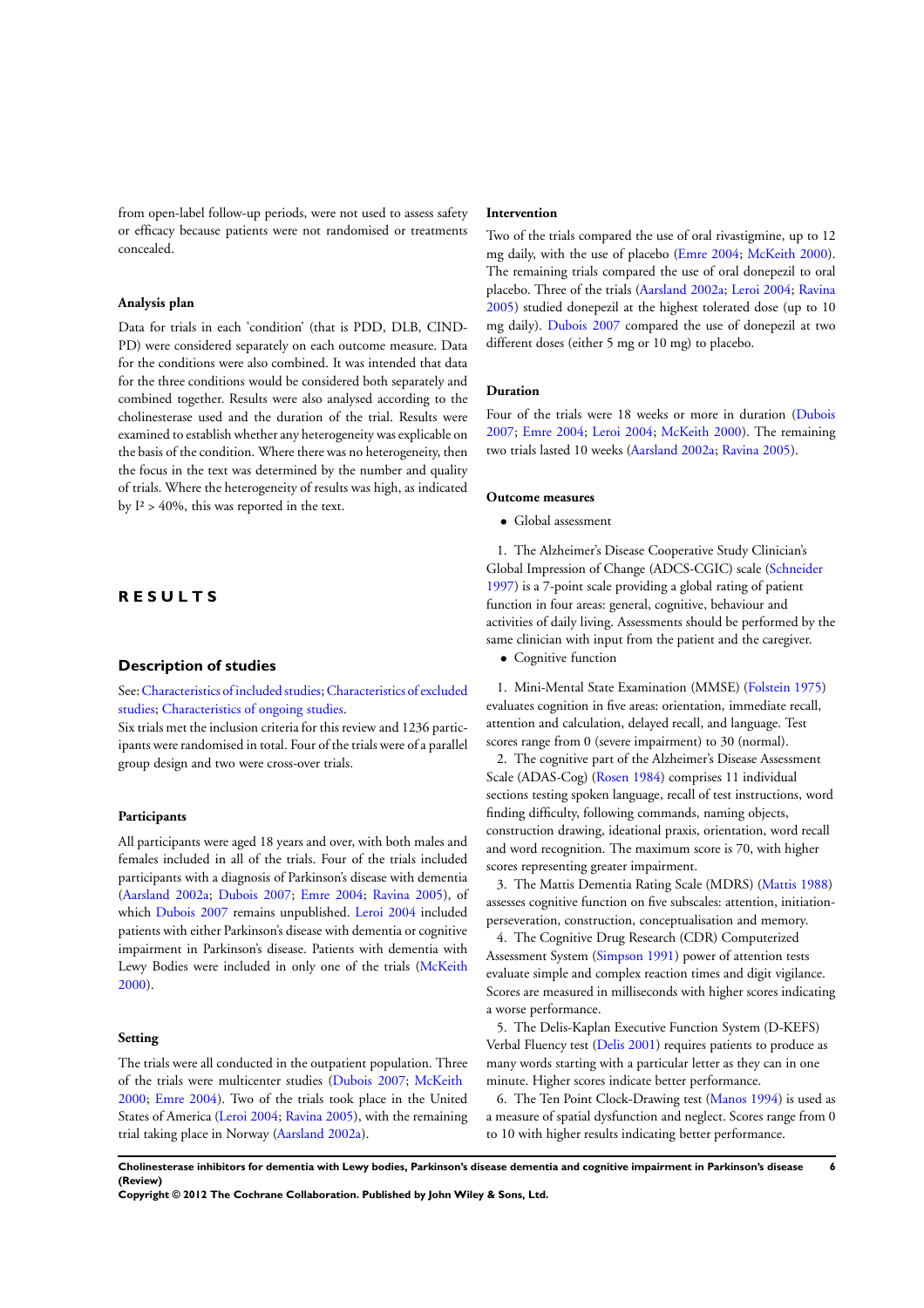from open-label follow-up periods, were not used to assess safety or efficacy because patients were not randomised or treatments concealed.

### Analysis plan

Data for trials in each 'condition' (that is PDD, DLB, CIND-PD) were considered separately on each outcome measure. Data for the conditions were also combined. It was intended that data for the three conditions would be considered both separately and combined together. Results were also analysed according to the cholinesterase used and the duration of the trial. Results were examined to establish whether any heterogeneity was explicable on the basis of the condition. Where there was no heterogeneity, then the focus in the text was determined by the number and quality of trials. Where the heterogeneity of results was high, as indicated by $I^2 > 40\%$, this was reported in the text.

# RESULTS

## Description of studies

See: Characteristics of included studies; Characteristics of excluded studies; Characteristics of ongoing studies.

Six trials met the inclusion criteria for this review and 1236 participants were randomised in total. Four of the trials were of a parallel group design and two were cross-over trials.

### Participants

All participants were aged 18 years and over, with both males and females included in all of the trials. Four of the trials included participants with a diagnosis of Parkinson's disease with dementia (Aarsland 2002a; Dubois 2007; Emre 2004; Ravina 2005), of which Dubois 2007 remains unpublished. Leroi 2004 included patients with either Parkinson's disease with dementia or cognitive impairment in Parkinson's disease. Patients with dementia with Lewy Bodies were included in only one of the trials (McKeith 2000).

### Setting

The trials were all conducted in the outpatient population. Three of the trials were multicenter studies (Dubois 2007; McKeith 2000; Emre 2004). Two of the trials took place in the United States of America (Leroi 2004; Ravina 2005), with the remaining trial taking place in Norway (Aarsland 2002a).

### Intervention

Two of the trials compared the use of oral rivastigmine, up to 12 mg daily, with the use of placebo (Emre 2004; McKeith 2000). The remaining trials compared the use of oral donepezil to oral placebo. Three of the trials (Aarsland 2002a; Leroi 2004; Ravina 2005) studied donepezil at the highest tolerated dose (up to 10 mg daily). Dubois 2007 compared the use of donepezil at two different doses (either 5 mg or 10 mg) to placebo.

### Duration

Four of the trials were 18 weeks or more in duration (Dubois 2007; Emre 2004; Leroi 2004; McKeith 2000). The remaining two trials lasted 10 weeks (Aarsland 2002a; Ravina 2005).

### Outcome measures

- Global assessment

1. The Alzheimer's Disease Cooperative Study Clinician's Global Impression of Change (ADCS-CGIC) scale (Schneider 1997) is a 7-point scale providing a global rating of patient function in four areas: general, cognitive, behaviour and activities of daily living. Assessments should be performed by the same clinician with input from the patient and the caregiver.

- Cognitive function

1. Mini-Mental State Examination (MMSE) (Folstein 1975) evaluates cognition in five areas: orientation, immediate recall, attention and calculation, delayed recall, and language. Test scores range from 0 (severe impairment) to 30 (normal).
2. The cognitive part of the Alzheimer's Disease Assessment Scale (ADAS-Cog) (Rosen 1984) comprises 11 individual sections testing spoken language, recall of test instructions, word finding difficulty, following commands, naming objects, construction drawing, ideational praxis, orientation, word recall and word recognition. The maximum score is 70, with higher scores representing greater impairment.
3. The Mattis Dementia Rating Scale (MDRS) (Mattis 1988) assesses cognitive function on five subscales: attention, initiation-perseveration, construction, conceptualisation and memory.
4. The Cognitive Drug Research (CDR) Computerized Assessment System (Simpson 1991) power of attention tests evaluate simple and complex reaction times and digit vigilance. Scores are measured in milliseconds with higher scores indicating a worse performance.
5. The Delis-Kaplan Executive Function System (D-KEFS) Verbal Fluency test (Delis 2001) requires patients to produce as many words starting with a particular letter as they can in one minute. Higher scores indicate better performance.
6. The Ten Point Clock-Drawing test (Manos 1994) is used as a measure of spatial dysfunction and neglect. Scores range from 0 to 10 with higher results indicating better performance.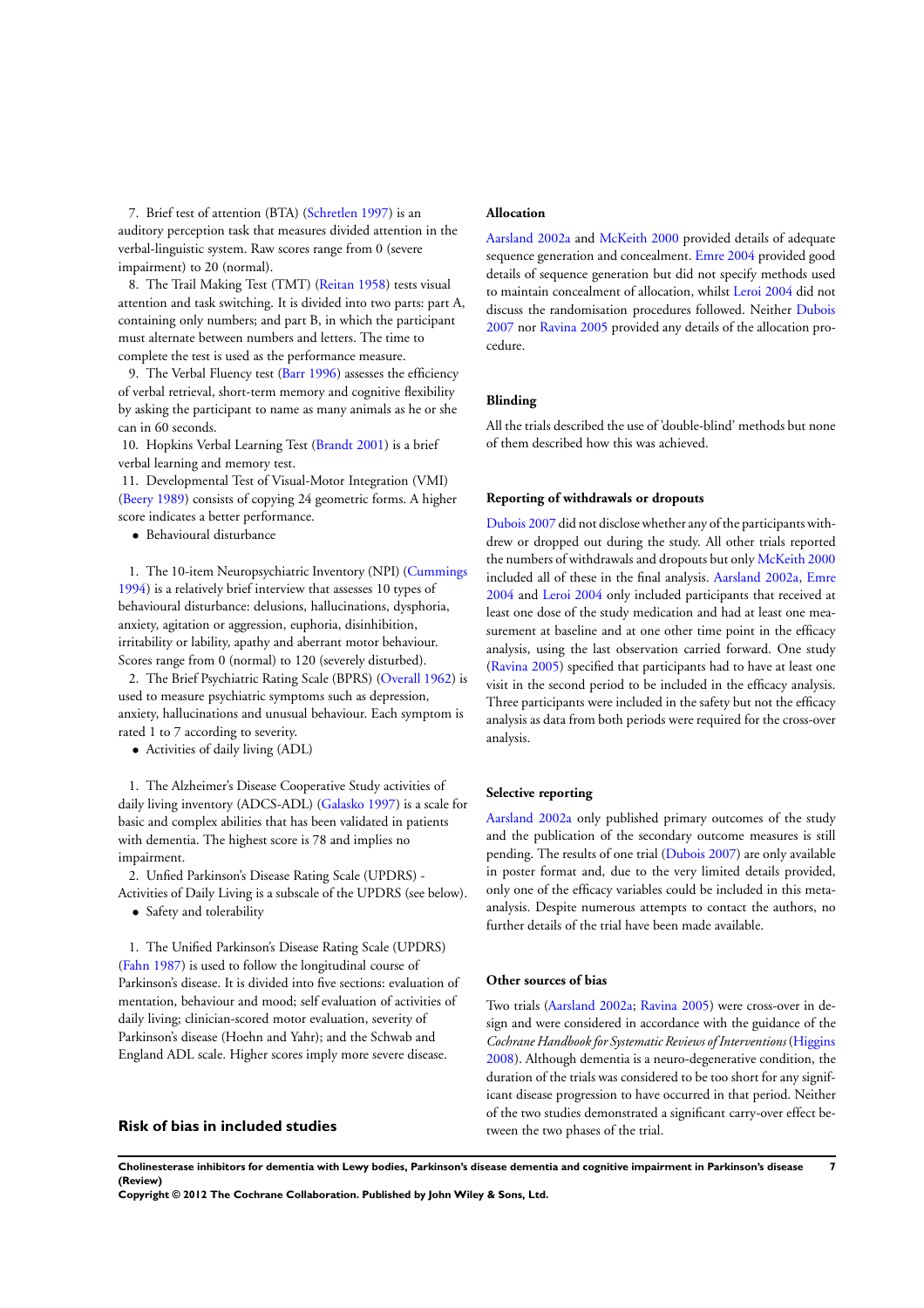7. Brief test of attention (BTA) (Schretlen 1997) is an auditory perception task that measures divided attention in the verbal-linguistic system. Raw scores range from 0 (severe impairment) to 20 (normal).

8. The Trail Making Test (TMT) (Reitan 1958) tests visual attention and task switching. It is divided into two parts: part A, containing only numbers; and part B, in which the participant must alternate between numbers and letters. The time to complete the test is used as the performance measure.

9. The Verbal Fluency test (Barr 1996) assesses the efficiency of verbal retrieval, short-term memory and cognitive flexibility by asking the participant to name as many animals as he or she can in 60 seconds.

10. Hopkins Verbal Learning Test (Brandt 2001) is a brief verbal learning and memory test.

11. Developmental Test of Visual-Motor Integration (VMI) (Beery 1989) consists of copying 24 geometric forms. A higher score indicates a better performance.

- Behavioural disturbance

1. The 10-item Neuropsychiatric Inventory (NPI) (Cummings 1994) is a relatively brief interview that assesses 10 types of behavioural disturbance: delusions, hallucinations, dysphoria, anxiety, agitation or aggression, euphoria, disinhibition, irritability or lability, apathy and aberrant motor behaviour. Scores range from 0 (normal) to 120 (severely disturbed).

2. The Brief Psychiatric Rating Scale (BPRS) (Overall 1962) is used to measure psychiatric symptoms such as depression, anxiety, hallucinations and unusual behaviour. Each symptom is rated 1 to 7 according to severity.

- Activities of daily living (ADL)

1. The Alzheimer's Disease Cooperative Study activities of daily living inventory (ADCS-ADL) (Galasko 1997) is a scale for basic and complex abilities that has been validated in patients with dementia. The highest score is 78 and implies no impairment.

2. Unfied Parkinson's Disease Rating Scale (UPDRS) - Activities of Daily Living is a subscale of the UPDRS (see below).

- Safety and tolerability

1. The Unified Parkinson's Disease Rating Scale (UPDRS) (Fahn 1987) is used to follow the longitudinal course of Parkinson's disease. It is divided into five sections: evaluation of mentation, behaviour and mood; self evaluation of activities of daily living; clinician-scored motor evaluation, severity of Parkinson's disease (Hoehn and Yahr); and the Schwab and England ADL scale. Higher scores imply more severe disease.

## Risk of bias in included studies

### Allocation

Aarsland 2002a and McKeith 2000 provided details of adequate sequence generation and concealment. Emre 2004 provided good details of sequence generation but did not specify methods used to maintain concealment of allocation, whilst Leroi 2004 did not discuss the randomisation procedures followed. Neither Dubois 2007 nor Ravina 2005 provided any details of the allocation procedure.

### Blinding

All the trials described the use of 'double-blind' methods but none of them described how this was achieved.

### Reporting of withdrawals or dropouts

Dubois 2007 did not disclose whether any of the participants withdrew or dropped out during the study. All other trials reported the numbers of withdrawals and dropouts but only McKeith 2000 included all of these in the final analysis. Aarsland 2002a, Emre 2004 and Leroi 2004 only included participants that received at least one dose of the study medication and had at least one measurement at baseline and at one other time point in the efficacy analysis, using the last observation carried forward. One study (Ravina 2005) specified that participants had to have at least one visit in the second period to be included in the efficacy analysis. Three participants were included in the safety but not the efficacy analysis as data from both periods were required for the cross-over analysis.

### Selective reporting

Aarsland 2002a only published primary outcomes of the study and the publication of the secondary outcome measures is still pending. The results of one trial (Dubois 2007) are only available in poster format and, due to the very limited details provided, only one of the efficacy variables could be included in this meta-analysis. Despite numerous attempts to contact the authors, no further details of the trial have been made available.

### Other sources of bias

Two trials (Aarsland 2002a; Ravina 2005) were cross-over in design and were considered in accordance with the guidance of the *Cochrane Handbook for Systematic Reviews of Interventions* (Higgins 2008). Although dementia is a neuro-degenerative condition, the duration of the trials was considered to be too short for any significant disease progression to have occurred in that period. Neither of the two studies demonstrated a significant carry-over effect between the two phases of the trial.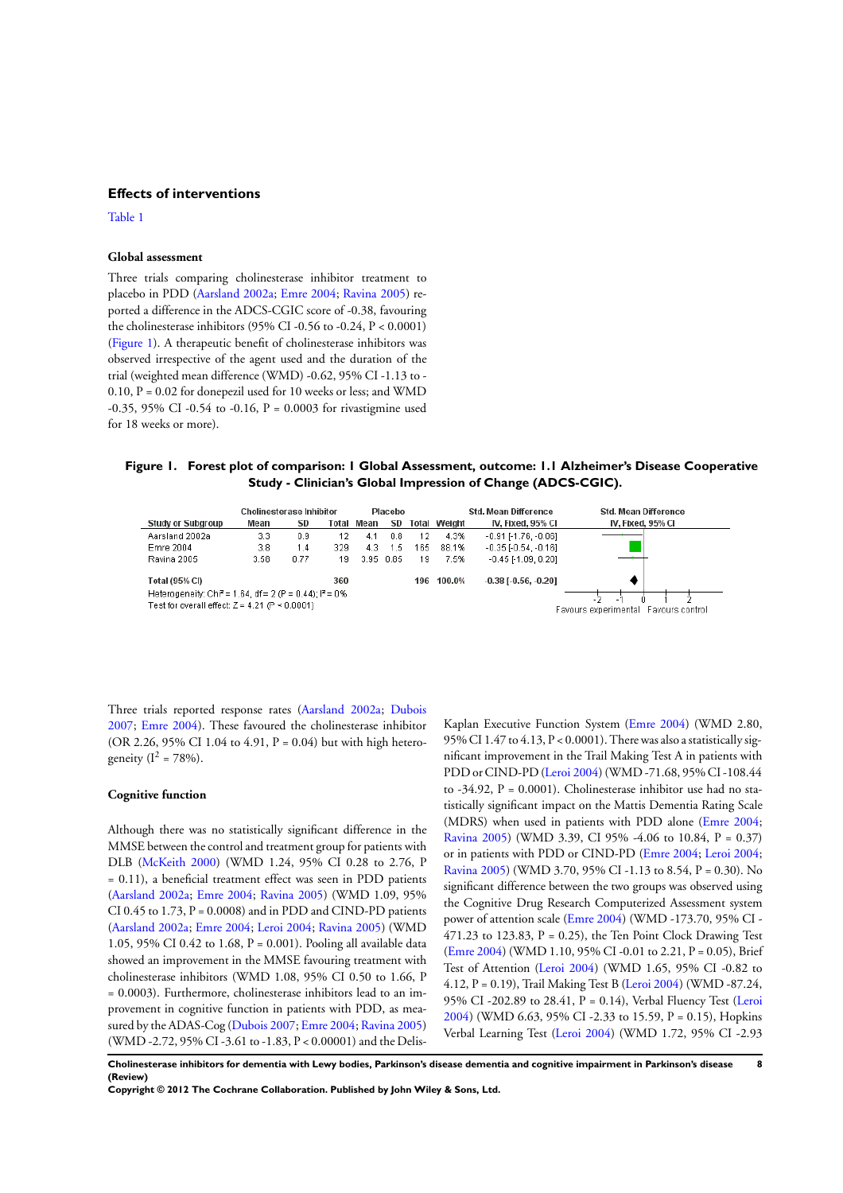## Effects of interventions

Table 1

### Global assessment

Three trials comparing cholinesterase inhibitor treatment to placebo in PDD (Aarsland 2002a; Emre 2004; Ravina 2005) reported a difference in the ADCS-CGIC score of -0.38, favouring the cholinesterase inhibitors (95% CI -0.56 to -0.24, P < 0.0001) (Figure 1). A therapeutic benefit of cholinesterase inhibitors was observed irrespective of the agent used and the duration of the trial (weighted mean difference (WMD) -0.62, 95% CI -1.13 to -0.10, P = 0.02 for donepezil used for 10 weeks or less; and WMD -0.35, 95% CI -0.54 to -0.16, P = 0.0003 for rivastigmine used for 18 weeks or more).

**Figure 1. Forest plot of comparison: 1 Global Assessment, outcome: 1.1 Alzheimer's Disease Cooperative Study - Clinician's Global Impression of Change (ADCS-CGIC).**

| Study or Subgroup | Cholinesterase Inhibitor | | | Placebo | | | Weight | Std. Mean Difference IV, Fixed, 95% CI |
|---|---|---|---|---|---|---|---|---|
| | Mean | SD | Total | Mean | SD | Total | | |
| Aarsland 2002a | 3.3 | 0.9 | 12 | 4.1 | 0.8 | 12 | 4.3% | -0.91 [-1.76, -0.06] |
| Emre 2004 | 3.8 | 1.4 | 329 | 4.3 | 1.5 | 165 | 88.1% | -0.35 [-0.54, -0.16] |
| Ravina 2005 | 3.58 | 0.77 | 19 | 3.95 | 0.85 | 19 | 7.5% | -0.45 [-1.09, 0.20] |
| **Total (95% CI)** | | | **360** | | | **196** | **100.0%** | **-0.38 [-0.56, -0.20]** |

Heterogeneity: $Chi^2 = 1.64$, $df = 2$ ($P = 0.44$); $I^2 = 0\%$
Test for overall effect: $Z = 4.21$ ($P < 0.0001$)

Favours experimental / Favours control

Three trials reported response rates (Aarsland 2002a; Dubois 2007; Emre 2004). These favoured the cholinesterase inhibitor (OR 2.26, 95% CI 1.04 to 4.91, P = 0.04) but with high heterogeneity ($I^2 = 78\%$).

### Cognitive function

Although there was no statistically significant difference in the MMSE between the control and treatment group for patients with DLB (McKeith 2000) (WMD 1.24, 95% CI 0.28 to 2.76, P = 0.11), a beneficial treatment effect was seen in PDD patients (Aarsland 2002a; Emre 2004; Ravina 2005) (WMD 1.09, 95% CI 0.45 to 1.73, P = 0.0008) and in PDD and CIND-PD patients (Aarsland 2002a; Emre 2004; Leroi 2004; Ravina 2005) (WMD 1.05, 95% CI 0.42 to 1.68, P = 0.001). Pooling all available data showed an improvement in the MMSE favouring treatment with cholinesterase inhibitors (WMD 1.08, 95% CI 0.50 to 1.66, P = 0.0003). Furthermore, cholinesterase inhibitors lead to an improvement in cognitive function in patients with PDD, as measured by the ADAS-Cog (Dubois 2007; Emre 2004; Ravina 2005) (WMD -2.72, 95% CI -3.61 to -1.83, P < 0.00001) and the Delis-Kaplan Executive Function System (Emre 2004) (WMD 2.80, 95% CI 1.47 to 4.13, P < 0.0001). There was also a statistically significant improvement in the Trail Making Test A in patients with PDD or CIND-PD (Leroi 2004) (WMD -71.68, 95% CI -108.44 to -34.92, P = 0.0001). Cholinesterase inhibitor use had no statistically significant impact on the Mattis Dementia Rating Scale (MDRS) when used in patients with PDD alone (Emre 2004; Ravina 2005) (WMD 3.39, CI 95% -4.06 to 10.84, P = 0.37) or in patients with PDD or CIND-PD (Emre 2004; Leroi 2004; Ravina 2005) (WMD 3.70, 95% CI -1.13 to 8.54, P = 0.30). No significant difference between the two groups was observed using the Cognitive Drug Research Computerized Assessment system power of attention scale (Emre 2004) (WMD -173.70, 95% CI -471.23 to 123.83, P = 0.25), the Ten Point Clock Drawing Test (Emre 2004) (WMD 1.10, 95% CI -0.01 to 2.21, P = 0.05), Brief Test of Attention (Leroi 2004) (WMD 1.65, 95% CI -0.82 to 4.12, P = 0.19), Trail Making Test B (Leroi 2004) (WMD -87.24, 95% CI -202.89 to 28.41, P = 0.14), Verbal Fluency Test (Leroi 2004) (WMD 6.63, 95% CI -2.33 to 15.59, P = 0.15), Hopkins Verbal Learning Test (Leroi 2004) (WMD 1.72, 95% CI -2.93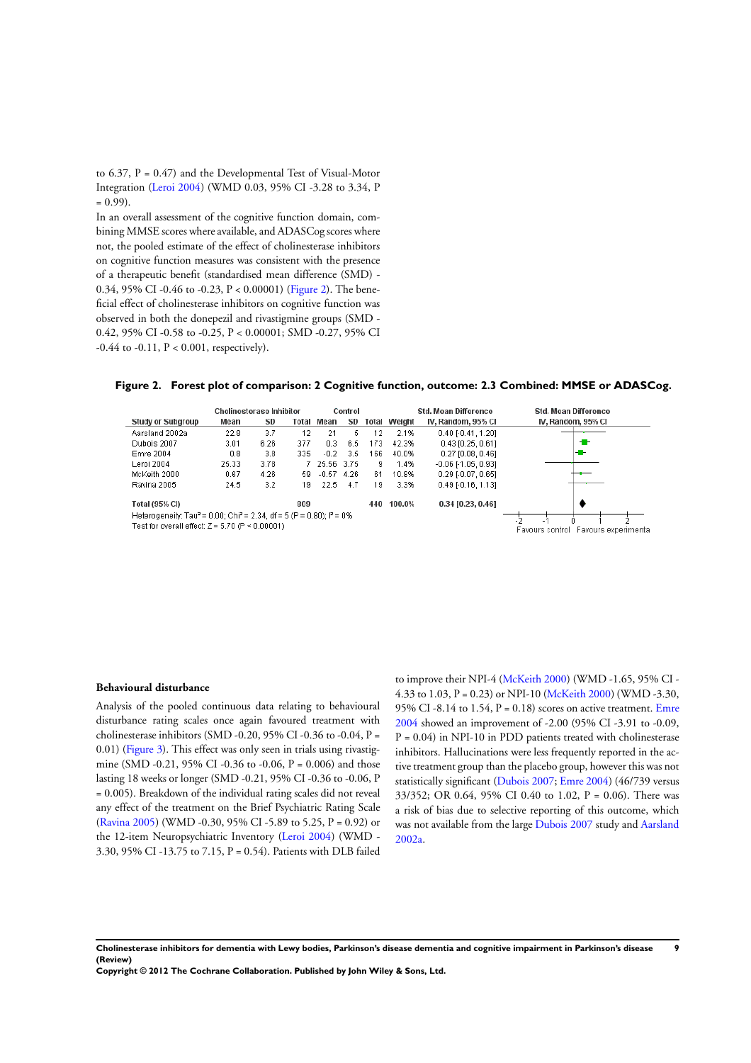to 6.37, P = 0.47) and the Developmental Test of Visual-Motor Integration (Leroi 2004) (WMD 0.03, 95% CI -3.28 to 3.34, P = 0.99).

In an overall assessment of the cognitive function domain, combining MMSE scores where available, and ADASCog scores where not, the pooled estimate of the effect of cholinesterase inhibitors on cognitive function measures was consistent with the presence of a therapeutic benefit (standardised mean difference (SMD) - 0.34, 95% CI -0.46 to -0.23, P < 0.00001) (Figure 2). The beneficial effect of cholinesterase inhibitors on cognitive function was observed in both the donepezil and rivastigmine groups (SMD - 0.42, 95% CI -0.58 to -0.25, P < 0.00001; SMD -0.27, 95% CI -0.44 to -0.11, P < 0.001, respectively).

**Figure 2. Forest plot of comparison: 2 Cognitive function, outcome: 2.3 Combined: MMSE or ADASCog.**

| Study or Subgroup | Cholinesterase Inhibitor Mean | SD | Total | Control Mean | SD | Total | Weight | Std. Mean Difference IV, Random, 95% CI |
|---|---|---|---|---|---|---|---|---|
| Aarsland 2002a | 22.8 | 3.7 | 12 | 21 | 5 | 12 | 2.1% | 0.40 [-0.41, 1.20] |
| Dubois 2007 | 3.01 | 6.26 | 377 | 0.3 | 6.5 | 173 | 42.3% | 0.43 [0.25, 0.61] |
| Emre 2004 | 0.8 | 3.8 | 335 | -0.2 | 3.5 | 166 | 40.0% | 0.27 [0.08, 0.46] |
| Leroi 2004 | 25.33 | 3.78 | 7 | 25.56 | 3.75 | 9 | 1.4% | -0.06 [-1.05, 0.93] |
| McKeith 2000 | 0.67 | 4.26 | 59 | -0.57 | 4.26 | 61 | 10.8% | 0.29 [-0.07, 0.65] |
| Ravina 2005 | 24.5 | 3.2 | 19 | 22.5 | 4.7 | 19 | 3.3% | 0.49 [-0.16, 1.13] |
| **Total (95% CI)** | | | **809** | | | **440** | **100.0%** | **0.34 [0.23, 0.46]** |

Heterogeneity: $Tau^2 = 0.00$; $Chi^2 = 2.34$, df = 5 (P = 0.80); $I^2 = 0\%$

Test for overall effect: Z = 5.70 (P < 0.00001)

Favours control | Favours experimental

### Behavioural disturbance

Analysis of the pooled continuous data relating to behavioural disturbance rating scales once again favoured treatment with cholinesterase inhibitors (SMD -0.20, 95% CI -0.36 to -0.04, P = 0.01) (Figure 3). This effect was only seen in trials using rivastigmine (SMD -0.21, 95% CI -0.36 to -0.06, P = 0.006) and those lasting 18 weeks or longer (SMD -0.21, 95% CI -0.36 to -0.06, P = 0.005). Breakdown of the individual rating scales did not reveal any effect of the treatment on the Brief Psychiatric Rating Scale (Ravina 2005) (WMD -0.30, 95% CI -5.89 to 5.25, P = 0.92) or the 12-item Neuropsychiatric Inventory (Leroi 2004) (WMD - 3.30, 95% CI -13.75 to 7.15, P = 0.54). Patients with DLB failed to improve their NPI-4 (McKeith 2000) (WMD -1.65, 95% CI - 4.33 to 1.03, P = 0.23) or NPI-10 (McKeith 2000) (WMD -3.30, 95% CI -8.14 to 1.54, P = 0.18) scores on active treatment. Emre 2004 showed an improvement of -2.00 (95% CI -3.91 to -0.09, P = 0.04) in NPI-10 in PDD patients treated with cholinesterase inhibitors. Hallucinations were less frequently reported in the active treatment group than the placebo group, however this was not statistically significant (Dubois 2007; Emre 2004) (46/739 versus 33/352; OR 0.64, 95% CI 0.40 to 1.02, P = 0.06). There was a risk of bias due to selective reporting of this outcome, which was not available from the large Dubois 2007 study and Aarsland 2002a.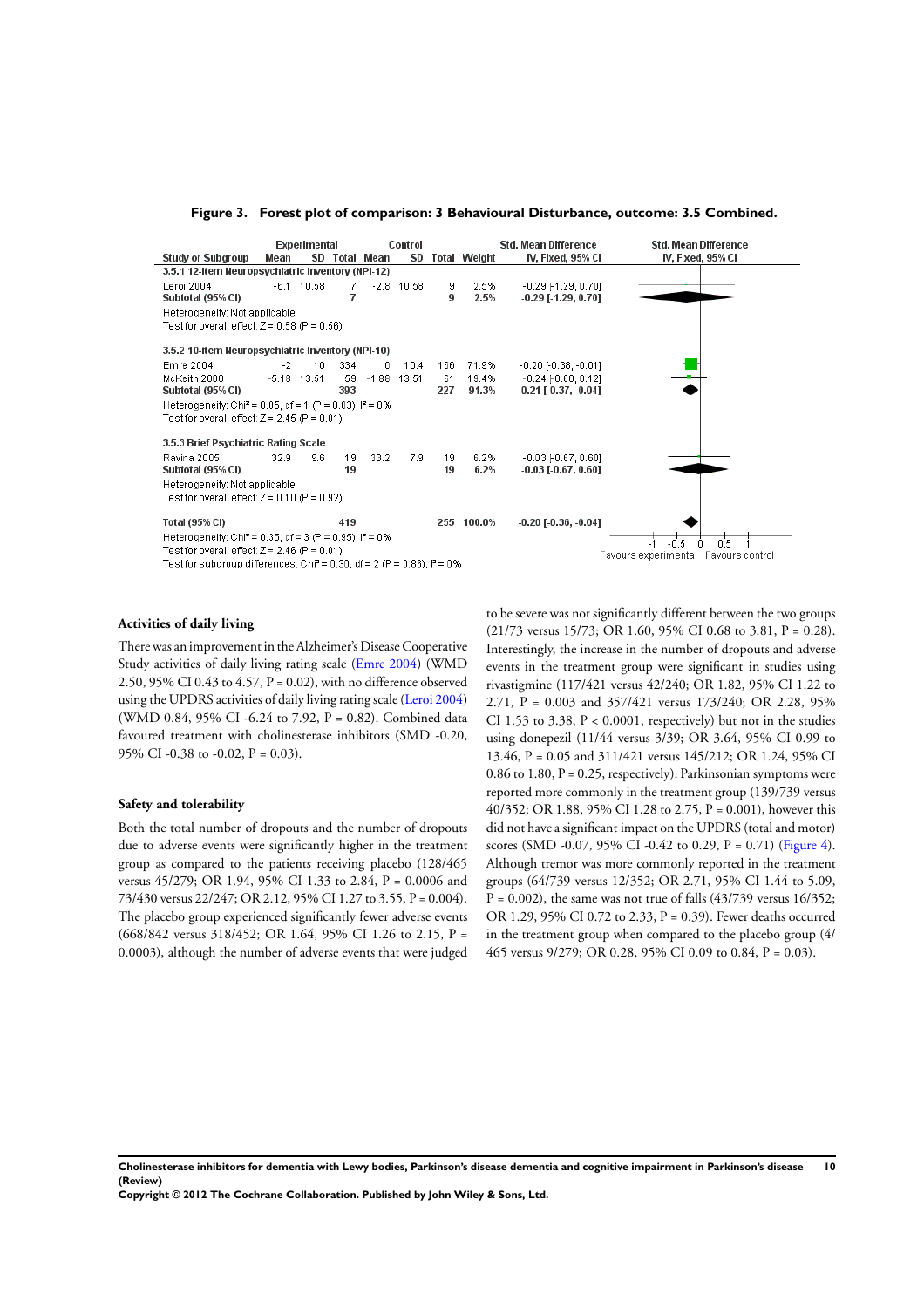**Figure 3. Forest plot of comparison: 3 Behavioural Disturbance, outcome: 3.5 Combined.**

| Study or Subgroup | Experimental Mean | Experimental SD | Experimental Total | Control Mean | Control SD | Control Total | Weight | Std. Mean Difference IV, Fixed, 95% CI |
|---|---|---|---|---|---|---|---|---|
| **3.5.1 12-item Neuropsychiatric Inventory (NPI-12)** | | | | | | | | |
| Leroi 2004 | -6.1 | 10.58 | 7 | -2.8 | 10.58 | 9 | 2.5% | -0.29 [-1.29, 0.70] |
| **Subtotal (95% CI)** | | | **7** | | | **9** | **2.5%** | **-0.29 [-1.29, 0.70]** |
| Heterogeneity: Not applicable | | | | | | | | |
| Test for overall effect: Z = 0.58 (P = 0.56) | | | | | | | | |
| **3.5.2 10-item Neuropsychiatric Inventory (NPI-10)** | | | | | | | | |
| Emre 2004 | -2 | 10 | 334 | 0 | 10.4 | 166 | 71.9% | -0.20 [-0.38, -0.01] |
| McKeith 2000 | -5.18 | 13.51 | 59 | -1.89 | 13.51 | 61 | 19.4% | -0.24 [-0.60, 0.12] |
| **Subtotal (95% CI)** | | | **393** | | | **227** | **91.3%** | **-0.21 [-0.37, -0.04]** |
| Heterogeneity: $Chi^2$ = 0.05, df = 1 (P = 0.83); $I^2$ = 0% | | | | | | | | |
| Test for overall effect: Z = 2.45 (P = 0.01) | | | | | | | | |
| **3.5.3 Brief Psychiatric Rating Scale** | | | | | | | | |
| Ravina 2005 | 32.9 | 9.6 | 19 | 33.2 | 7.9 | 19 | 6.2% | -0.03 [-0.67, 0.60] |
| **Subtotal (95% CI)** | | | **19** | | | **19** | **6.2%** | **-0.03 [-0.67, 0.60]** |
| Heterogeneity: Not applicable | | | | | | | | |
| Test for overall effect: Z = 0.10 (P = 0.92) | | | | | | | | |
| **Total (95% CI)** | | | **419** | | | **255** | **100.0%** | **-0.20 [-0.36, -0.04]** |
| Heterogeneity: $Chi^2$ = 0.35, df = 3 (P = 0.95); $I^2$ = 0% | | | | | | | | |
| Test for overall effect: Z = 2.46 (P = 0.01) | | | | | | | | |
| Test for subgroup differences: $Chi^2$ = 0.30, df = 2 (P = 0.86), $I^2$ = 0% | | | | | | | | |

Favours experimental | Favours control

### Activities of daily living

There was an improvement in the Alzheimer's Disease Cooperative Study activities of daily living rating scale (Emre 2004) (WMD 2.50, 95% CI 0.43 to 4.57, P = 0.02), with no difference observed using the UPDRS activities of daily living rating scale (Leroi 2004) (WMD 0.84, 95% CI -6.24 to 7.92, P = 0.82). Combined data favoured treatment with cholinesterase inhibitors (SMD -0.20, 95% CI -0.38 to -0.02, P = 0.03).

### Safety and tolerability

Both the total number of dropouts and the number of dropouts due to adverse events were significantly higher in the treatment group as compared to the patients receiving placebo (128/465 versus 45/279; OR 1.94, 95% CI 1.33 to 2.84, P = 0.0006 and 73/430 versus 22/247; OR 2.12, 95% CI 1.27 to 3.55, P = 0.004). The placebo group experienced significantly fewer adverse events (668/842 versus 318/452; OR 1.64, 95% CI 1.26 to 2.15, P = 0.0003), although the number of adverse events that were judged to be severe was not significantly different between the two groups (21/73 versus 15/73; OR 1.60, 95% CI 0.68 to 3.81, P = 0.28). Interestingly, the increase in the number of dropouts and adverse events in the treatment group were significant in studies using rivastigmine (117/421 versus 42/240; OR 1.82, 95% CI 1.22 to 2.71, P = 0.003 and 357/421 versus 173/240; OR 2.28, 95% CI 1.53 to 3.38, P < 0.0001, respectively) but not in the studies using donepezil (11/44 versus 3/39; OR 3.64, 95% CI 0.99 to 13.46, P = 0.05 and 311/421 versus 145/212; OR 1.24, 95% CI 0.86 to 1.80, P = 0.25, respectively). Parkinsonian symptoms were reported more commonly in the treatment group (139/739 versus 40/352; OR 1.88, 95% CI 1.28 to 2.75, P = 0.001), however this did not have a significant impact on the UPDRS (total and motor) scores (SMD -0.07, 95% CI -0.42 to 0.29, P = 0.71) (Figure 4). Although tremor was more commonly reported in the treatment groups (64/739 versus 12/352; OR 2.71, 95% CI 1.44 to 5.09, P = 0.002), the same was not true of falls (43/739 versus 16/352; OR 1.29, 95% CI 0.72 to 2.33, P = 0.39). Fewer deaths occurred in the treatment group when compared to the placebo group (4/465 versus 9/279; OR 0.28, 95% CI 0.09 to 0.84, P = 0.03).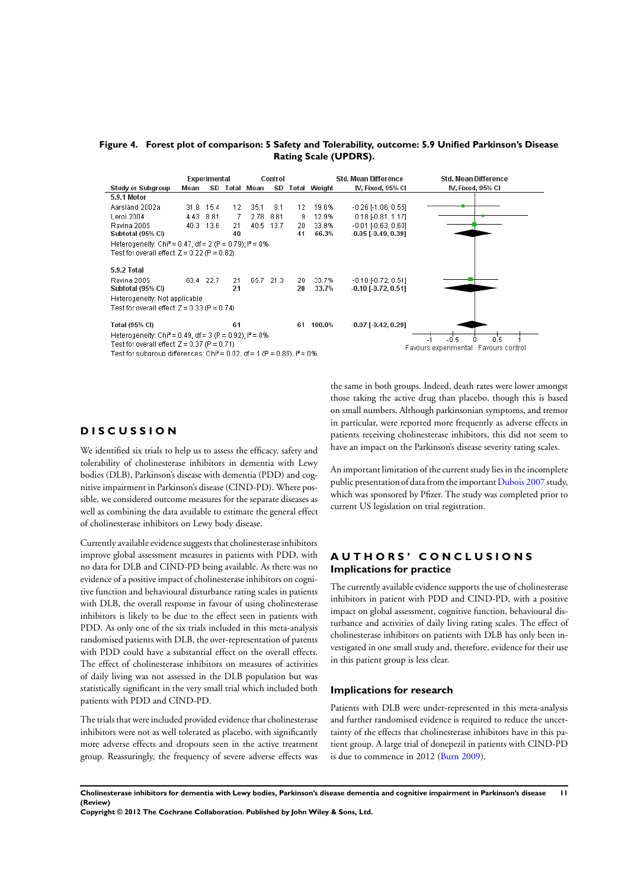**Figure 4. Forest plot of comparison: 5 Safety and Tolerability, outcome: 5.9 Unified Parkinson's Disease Rating Scale (UPDRS).**

Experimental Control Std. Mean Difference Std. Mean Difference

Study or Subgroup Mean SD Total Mean SD Total Weight IV, Fixed, 95% CI IV, Fixed, 95% CI

5.9.1 Motor

Aarsland 2002a 31.8 15.4 12 35.1 8.1 12 19.6% -0.26 [-1.06, 0.55]

Leroi 2004 4.43 8.81 7 2.78 8.81 9 12.9% 0.18 [-0.81, 1.17]

Ravina 2005 40.3 13.6 21 40.5 13.7 20 33.8% -0.01 [-0.63, 0.60]

Subtotal (95% CI) 40 41 66.3% -0.05 [-0.49, 0.39]

Heterogeneity: Chi² = 0.47, df = 2 (P = 0.79); I² = 0%

Test for overall effect: Z = 0.22 (P = 0.82)

5.9.2 Total

Ravina 2005 63.4 22.7 21 65.7 21.3 20 33.7% -0.10 [-0.72, 0.51]

Subtotal (95% CI) 21 20 33.7% -0.10 [-0.72, 0.51]

Heterogeneity: Not applicable

Test for overall effect: Z = 0.33 (P = 0.74)

Total (95% CI) 61 61 100.0% -0.07 [-0.42, 0.29]

Heterogeneity: Chi² = 0.49, df = 3 (P = 0.92); I² = 0%

Test for overall effect: Z = 0.37 (P = 0.71)

Test for subgroup differences: Chi² = 0.02, df = 1 (P = 0.89), I² = 0%

-1 -0.5 0 0.5 1

Favours experimental Favours control

# DISCUSSION

We identified six trials to help us to assess the efficacy, safety and tolerability of cholinesterase inhibitors in dementia with Lewy bodies (DLB), Parkinson's disease with dementia (PDD) and cognitive impairment in Parkinson's disease (CIND-PD). Where possible, we considered outcome measures for the separate diseases as well as combining the data available to estimate the general effect of cholinesterase inhibitors on Lewy body disease.

Currently available evidence suggests that cholinesterase inhibitors improve global assessment measures in patients with PDD, with no data for DLB and CIND-PD being available. As there was no evidence of a positive impact of cholinesterase inhibitors on cognitive function and behavioural disturbance rating scales in patients with DLB, the overall response in favour of using cholinesterase inhibitors is likely to be due to the effect seen in patients with PDD. As only one of the six trials included in this meta-analysis randomised patients with DLB, the over-representation of patents with PDD could have a substantial effect on the overall effects. The effect of cholinesterase inhibitors on measures of activities of daily living was not assessed in the DLB population but was statistically significant in the very small trial which included both patients with PDD and CIND-PD.

The trials that were included provided evidence that cholinesterase inhibitors were not as well tolerated as placebo, with significantly more adverse effects and dropouts seen in the active treatment group. Reassuringly, the frequency of severe adverse effects was the same in both groups. Indeed, death rates were lower amongst those taking the active drug than placebo, though this is based on small numbers. Although parkinsonian symptoms, and tremor in particular, were reported more frequently as adverse effects in patients receiving cholinesterase inhibitors, this did not seem to have an impact on the Parkinson's disease severity rating scales.

An important limitation of the current study lies in the incomplete public presentation of data from the important Dubois 2007 study, which was sponsored by Pfizer. The study was completed prior to current US legislation on trial registration.

# AUTHORS' CONCLUSIONS

## Implications for practice

The currently available evidence supports the use of cholinesterase inhibitors in patient with PDD and CIND-PD, with a positive impact on global assessment, cognitive function, behavioural disturbance and activities of daily living rating scales. The effect of cholinesterase inhibitors on patients with DLB has only been investigated in one small study and, therefore, evidence for their use in this patient group is less clear.

## Implications for research

Patients with DLB were under-represented in this meta-analysis and further randomised evidence is required to reduce the uncertainty of the effects that cholinesterase inhibitors have in this patient group. A large trial of donepezil in patients with CIND-PD is due to commence in 2012 (Burn 2009).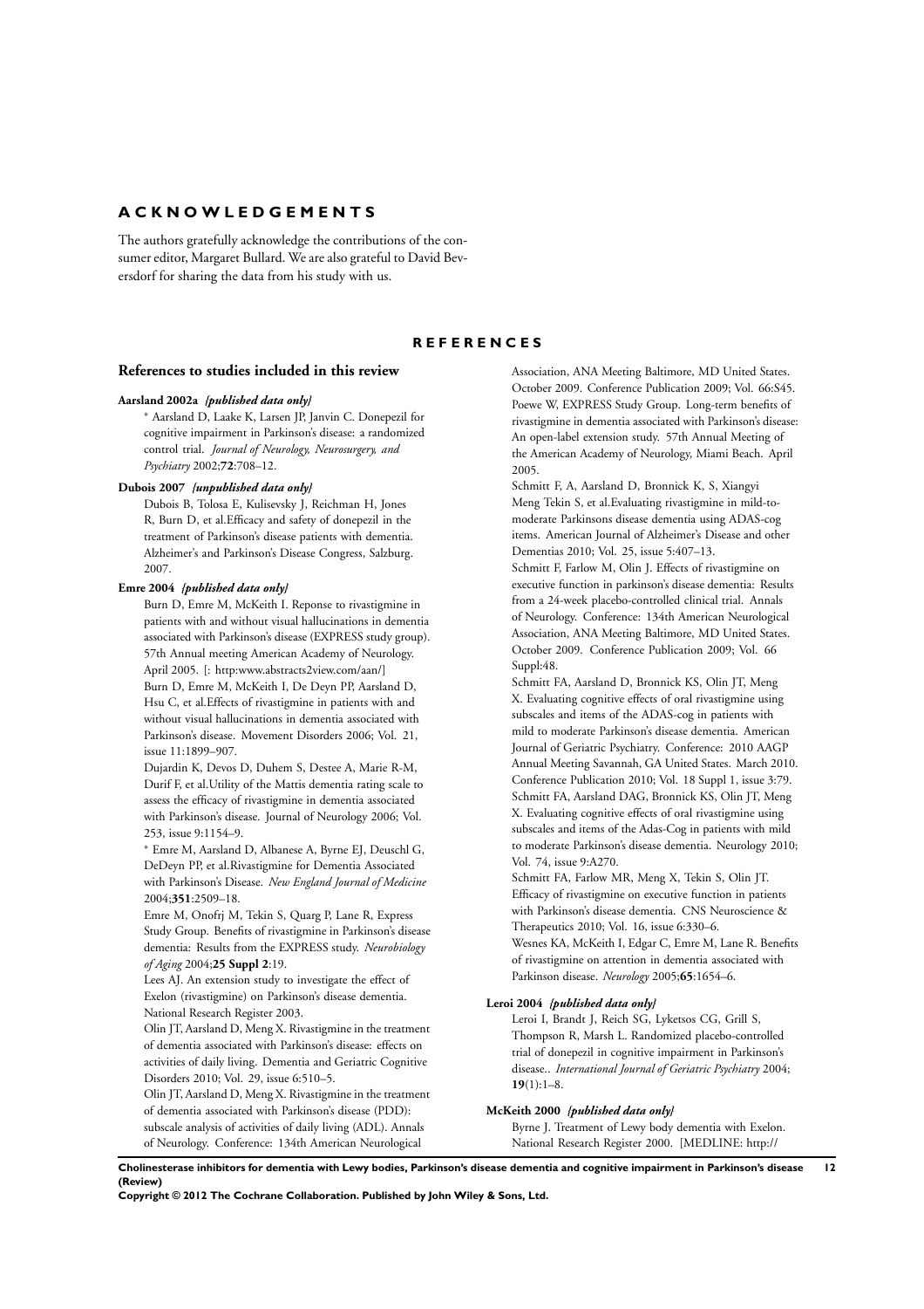# ACKNOWLEDGEMENTS

The authors gratefully acknowledge the contributions of the consumer editor, Margaret Bullard. We are also grateful to David Beversdorf for sharing the data from his study with us.

# REFERENCES

## References to studies included in this review

**Aarsland 2002a** *{published data only}*

\* Aarsland D, Laake K, Larsen JP, Janvin C. Donepezil for cognitive impairment in Parkinson's disease: a randomized control trial. *Journal of Neurology, Neurosurgery, and Psychiatry* 2002;**72**:708–12.

**Dubois 2007** *{unpublished data only}*

Dubois B, Tolosa E, Kulisevsky J, Reichman H, Jones R, Burn D, et al.Efficacy and safety of donepezil in the treatment of Parkinson's disease patients with dementia. Alzheimer's and Parkinson's Disease Congress, Salzburg. 2007.

**Emre 2004** *{published data only}*

Burn D, Emre M, McKeith I. Reponse to rivastigmine in patients with and without visual hallucinations in dementia associated with Parkinson's disease (EXPRESS study group). 57th Annual meeting American Academy of Neurology. April 2005. [: http:www.abstracts2view.com/aan/]

Burn D, Emre M, McKeith I, De Deyn PP, Aarsland D, Hsu C, et al.Effects of rivastigmine in patients with and without visual hallucinations in dementia associated with Parkinson's disease. Movement Disorders 2006; Vol. 21, issue 11:1899–907.

Dujardin K, Devos D, Duhem S, Destee A, Marie R-M, Durif F, et al.Utility of the Mattis dementia rating scale to assess the efficacy of rivastigmine in dementia associated with Parkinson's disease. Journal of Neurology 2006; Vol. 253, issue 9:1154–9.

\* Emre M, Aarsland D, Albanese A, Byrne EJ, Deuschl G, DeDeyn PP, et al.Rivastigmine for Dementia Associated with Parkinson's Disease. *New England Journal of Medicine* 2004;**351**:2509–18.

Emre M, Onofrj M, Tekin S, Quarg P, Lane R, Express Study Group. Benefits of rivastigmine in Parkinson's disease dementia: Results from the EXPRESS study. *Neurobiology of Aging* 2004;**25 Suppl 2**:19.

Lees AJ. An extension study to investigate the effect of Exelon (rivastigmine) on Parkinson's disease dementia. National Research Register 2003.

Olin JT, Aarsland D, Meng X. Rivastigmine in the treatment of dementia associated with Parkinson's disease: effects on activities of daily living. Dementia and Geriatric Cognitive Disorders 2010; Vol. 29, issue 6:510–5.

Olin JT, Aarsland D, Meng X. Rivastigmine in the treatment of dementia associated with Parkinson's disease (PDD): subscale analysis of activities of daily living (ADL). Annals of Neurology. Conference: 134th American Neurological Association, ANA Meeting Baltimore, MD United States. October 2009. Conference Publication 2009; Vol. 66:S45.

Poewe W, EXPRESS Study Group. Long-term benefits of rivastigmine in dementia associated with Parkinson's disease: An open-label extension study. 57th Annual Meeting of the American Academy of Neurology, Miami Beach. April 2005.

Schmitt F, A, Aarsland D, Bronnick K, S, Xiangyi Meng Tekin S, et al.Evaluating rivastigmine in mild-to-moderate Parkinsons disease dementia using ADAS-cog items. American Journal of Alzheimer's Disease and other Dementias 2010; Vol. 25, issue 5:407–13.

Schmitt F, Farlow M, Olin J. Effects of rivastigmine on executive function in parkinson's disease dementia: Results from a 24-week placebo-controlled clinical trial. Annals of Neurology. Conference: 134th American Neurological Association, ANA Meeting Baltimore, MD United States. October 2009. Conference Publication 2009; Vol. 66 Suppl:48.

Schmitt FA, Aarsland D, Bronnick KS, Olin JT, Meng X. Evaluating cognitive effects of oral rivastigmine using subscales and items of the ADAS-cog in patients with mild to moderate Parkinson's disease dementia. American Journal of Geriatric Psychiatry. Conference: 2010 AAGP Annual Meeting Savannah, GA United States. March 2010. Conference Publication 2010; Vol. 18 Suppl 1, issue 3:79.

Schmitt FA, Aarsland DAG, Bronnick KS, Olin JT, Meng X. Evaluating cognitive effects of oral rivastigmine using subscales and items of the Adas-Cog in patients with mild to moderate Parkinson's disease dementia. Neurology 2010; Vol. 74, issue 9:A270.

Schmitt FA, Farlow MR, Meng X, Tekin S, Olin JT. Efficacy of rivastigmine on executive function in patients with Parkinson's disease dementia. CNS Neuroscience & Therapeutics 2010; Vol. 16, issue 6:330–6.

Wesnes KA, McKeith I, Edgar C, Emre M, Lane R. Benefits of rivastigmine on attention in dementia associated with Parkinson disease. *Neurology* 2005;**65**:1654–6.

**Leroi 2004** *{published data only}*

Leroi I, Brandt J, Reich SG, Lyketsos CG, Grill S, Thompson R, Marsh L. Randomized placebo-controlled trial of donepezil in cognitive impairment in Parkinson's disease.. *International Journal of Geriatric Psychiatry* 2004; **19**(1):1–8.

**McKeith 2000** *{published data only}*

Byrne J. Treatment of Lewy body dementia with Exelon. National Research Register 2000. [MEDLINE: http://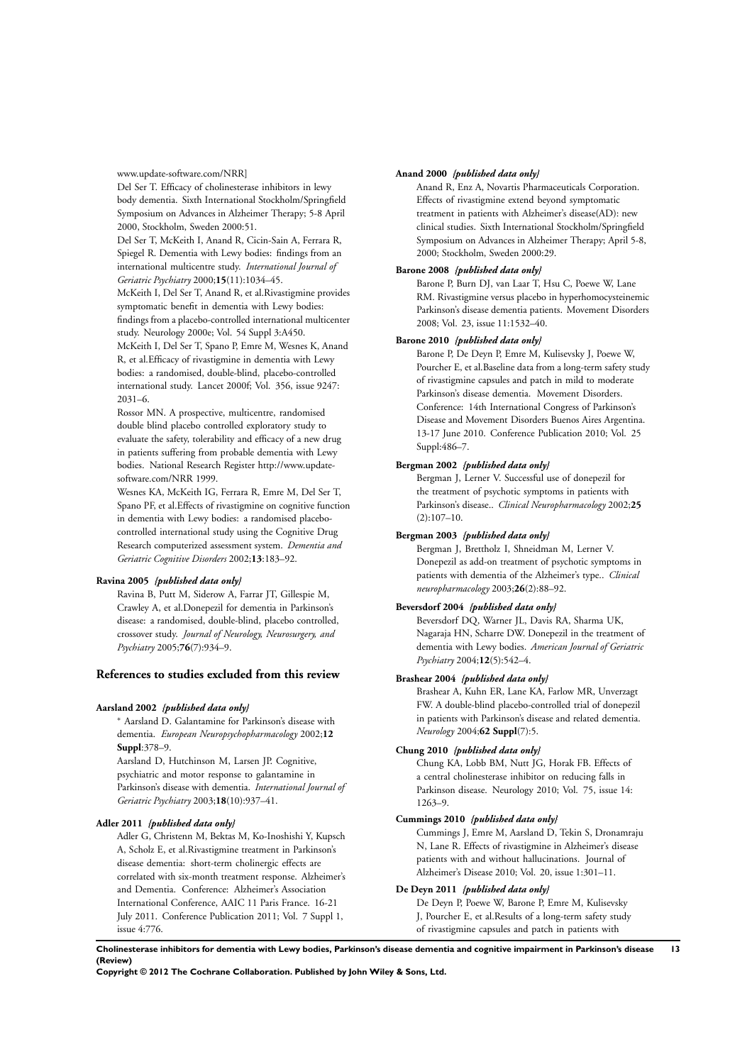www.update-software.com/NRR]

Del Ser T. Efficacy of cholinesterase inhibitors in lewy body dementia. Sixth International Stockholm/Springfield Symposium on Advances in Alzheimer Therapy; 5-8 April 2000, Stockholm, Sweden 2000:51.

Del Ser T, McKeith I, Anand R, Cicin-Sain A, Ferrara R, Spiegel R. Dementia with Lewy bodies: findings from an international multicentre study. *International Journal of Geriatric Psychiatry* 2000;**15**(11):1034–45.

McKeith I, Del Ser T, Anand R, et al.Rivastigmine provides symptomatic benefit in dementia with Lewy bodies: findings from a placebo-controlled international multicenter study. Neurology 2000e; Vol. 54 Suppl 3:A450.

McKeith I, Del Ser T, Spano P, Emre M, Wesnes K, Anand R, et al.Efficacy of rivastigmine in dementia with Lewy bodies: a randomised, double-blind, placebo-controlled international study. Lancet 2000f; Vol. 356, issue 9247: 2031–6.

Rossor MN. A prospective, multicentre, randomised double blind placebo controlled exploratory study to evaluate the safety, tolerability and efficacy of a new drug in patients suffering from probable dementia with Lewy bodies. National Research Register http://www.update-software.com/NRR 1999.

Wesnes KA, McKeith IG, Ferrara R, Emre M, Del Ser T, Spano PF, et al.Effects of rivastigmine on cognitive function in dementia with Lewy bodies: a randomised placebo-controlled international study using the Cognitive Drug Research computerized assessment system. *Dementia and Geriatric Cognitive Disorders* 2002;**13**:183–92.

**Ravina 2005** *{published data only}*

Ravina B, Putt M, Siderow A, Farrar JT, Gillespie M, Crawley A, et al.Donepezil for dementia in Parkinson's disease: a randomised, double-blind, placebo controlled, crossover study. *Journal of Neurology, Neurosurgery, and Psychiatry* 2005;**76**(7):934–9.

## References to studies excluded from this review

**Aarsland 2002** *{published data only}*

* Aarsland D. Galantamine for Parkinson's disease with dementia. *European Neuropsychopharmacology* 2002;**12 Suppl**:378–9.

Aarsland D, Hutchinson M, Larsen JP. Cognitive, psychiatric and motor response to galantamine in Parkinson's disease with dementia. *International Journal of Geriatric Psychiatry* 2003;**18**(10):937–41.

**Adler 2011** *{published data only}*

Adler G, Christenn M, Bektas M, Ko-Inoshishi Y, Kupsch A, Scholz E, et al.Rivastigmine treatment in Parkinson's disease dementia: short-term cholinergic effects are correlated with six-month treatment response. Alzheimer's and Dementia. Conference: Alzheimer's Association International Conference, AAIC 11 Paris France. 16-21 July 2011. Conference Publication 2011; Vol. 7 Suppl 1, issue 4:776.

**Anand 2000** *{published data only}*

Anand R, Enz A, Novartis Pharmaceuticals Corporation. Effects of rivastigmine extend beyond symptomatic treatment in patients with Alzheimer's disease(AD): new clinical studies. Sixth International Stockholm/Springfield Symposium on Advances in Alzheimer Therapy; April 5-8, 2000; Stockholm, Sweden 2000:29.

**Barone 2008** *{published data only}*

Barone P, Burn DJ, van Laar T, Hsu C, Poewe W, Lane RM. Rivastigmine versus placebo in hyperhomocysteinemic Parkinson's disease dementia patients. Movement Disorders 2008; Vol. 23, issue 11:1532–40.

**Barone 2010** *{published data only}*

Barone P, De Deyn P, Emre M, Kulisevsky J, Poewe W, Pourcher E, et al.Baseline data from a long-term safety study of rivastigmine capsules and patch in mild to moderate Parkinson's disease dementia. Movement Disorders. Conference: 14th International Congress of Parkinson's Disease and Movement Disorders Buenos Aires Argentina. 13-17 June 2010. Conference Publication 2010; Vol. 25 Suppl:486–7.

**Bergman 2002** *{published data only}*

Bergman J, Lerner V. Successful use of donepezil for the treatment of psychotic symptoms in patients with Parkinson's disease.. *Clinical Neuropharmacology* 2002;**25**(2):107–10.

**Bergman 2003** *{published data only}*

Bergman J, Brettholz I, Shneidman M, Lerner V. Donepezil as add-on treatment of psychotic symptoms in patients with dementia of the Alzheimer's type.. *Clinical neuropharmacology* 2003;**26**(2):88–92.

**Beversdorf 2004** *{published data only}*

Beversdorf DQ, Warner JL, Davis RA, Sharma UK, Nagaraja HN, Scharre DW. Donepezil in the treatment of dementia with Lewy bodies. *American Journal of Geriatric Psychiatry* 2004;**12**(5):542–4.

**Brashear 2004** *{published data only}*

Brashear A, Kuhn ER, Lane KA, Farlow MR, Unverzagt FW. A double-blind placebo-controlled trial of donepezil in patients with Parkinson's disease and related dementia. *Neurology* 2004;**62 Suppl**(7):5.

**Chung 2010** *{published data only}*

Chung KA, Lobb BM, Nutt JG, Horak FB. Effects of a central cholinesterase inhibitor on reducing falls in Parkinson disease. Neurology 2010; Vol. 75, issue 14: 1263–9.

**Cummings 2010** *{published data only}*

Cummings J, Emre M, Aarsland D, Tekin S, Dronamraju N, Lane R. Effects of rivastigmine in Alzheimer's disease patients with and without hallucinations. Journal of Alzheimer's Disease 2010; Vol. 20, issue 1:301–11.

**De Deyn 2011** *{published data only}*

De Deyn P, Poewe W, Barone P, Emre M, Kulisevsky J, Pourcher E, et al.Results of a long-term safety study of rivastigmine capsules and patch in patients with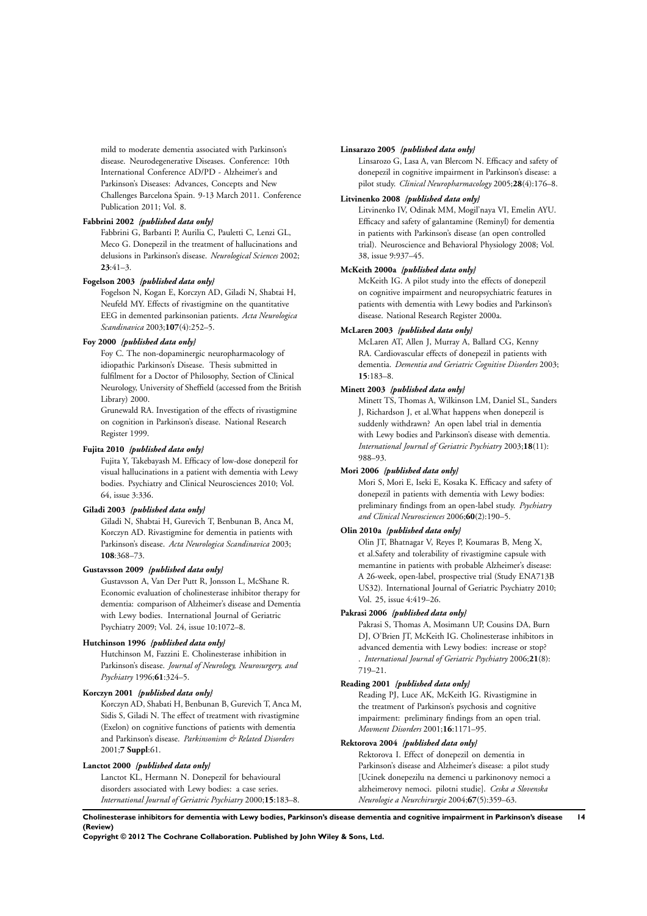mild to moderate dementia associated with Parkinson's disease. Neurodegenerative Diseases. Conference: 10th International Conference AD/PD - Alzheimer's and Parkinson's Diseases: Advances, Concepts and New Challenges Barcelona Spain. 9-13 March 2011. Conference Publication 2011; Vol. 8.

**Fabbrini 2002** *{published data only}*

Fabbrini G, Barbanti P, Aurilia C, Pauletti C, Lenzi GL, Meco G. Donepezil in the treatment of hallucinations and delusions in Parkinson's disease. *Neurological Sciences* 2002; **23**:41–3.

**Fogelson 2003** *{published data only}*

Fogelson N, Kogan E, Korczyn AD, Giladi N, Shabtai H, Neufeld MY. Effects of rivastigmine on the quantitative EEG in demented parkinsonian patients. *Acta Neurologica Scandinavica* 2003;**107**(4):252–5.

**Foy 2000** *{published data only}*

Foy C. The non-dopaminergic neuropharmacology of idiopathic Parkinson's Disease. Thesis submitted in fulfilment for a Doctor of Philosophy, Section of Clinical Neurology, University of Sheffield (accessed from the British Library) 2000.

Grunewald RA. Investigation of the effects of rivastigmine on cognition in Parkinson's disease. National Research Register 1999.

**Fujita 2010** *{published data only}*

Fujita Y, Takebayash M. Efficacy of low-dose donepezil for visual hallucinations in a patient with dementia with Lewy bodies. Psychiatry and Clinical Neurosciences 2010; Vol. 64, issue 3:336.

**Giladi 2003** *{published data only}*

Giladi N, Shabtai H, Gurevich T, Benbunan B, Anca M, Korczyn AD. Rivastigmine for dementia in patients with Parkinson's disease. *Acta Neurologica Scandinavica* 2003; **108**:368–73.

**Gustavsson 2009** *{published data only}*

Gustavsson A, Van Der Putt R, Jonsson L, McShane R. Economic evaluation of cholinesterase inhibitor therapy for dementia: comparison of Alzheimer's disease and Dementia with Lewy bodies. International Journal of Geriatric Psychiatry 2009; Vol. 24, issue 10:1072–8.

**Hutchinson 1996** *{published data only}*

Hutchinson M, Fazzini E. Cholinesterase inhibition in Parkinson's disease. *Journal of Neurology, Neurosurgery, and Psychiatry* 1996;**61**:324–5.

**Korczyn 2001** *{published data only}*

Korczyn AD, Shabati H, Benbunan B, Gurevich T, Anca M, Sidis S, Giladi N. The effect of treatment with rivastigmine (Exelon) on cognitive functions of patients with dementia and Parkinson's disease. *Parkinsonism & Related Disorders* 2001;**7 Suppl**:61.

**Lanctot 2000** *{published data only}*

Lanctot KL, Hermann N. Donepezil for behavioural disorders associated with Lewy bodies: a case series. *International Journal of Geriatric Psychiatry* 2000;**15**:183–8.

**Linsarazo 2005** *{published data only}*

Linsarozo G, Lasa A, van Blercom N. Efficacy and safety of donepezil in cognitive impairment in Parkinson's disease: a pilot study. *Clinical Neuropharmacology* 2005;**28**(4):176–8.

**Litvinenko 2008** *{published data only}*

Litvinenko IV, Odinak MM, Mogil'naya VI, Emelin AYU. Efficacy and safety of galantamine (Reminyl) for dementia in patients with Parkinson's disease (an open controlled trial). Neuroscience and Behavioral Physiology 2008; Vol. 38, issue 9:937–45.

**McKeith 2000a** *{published data only}*

McKeith IG. A pilot study into the effects of donepezil on cognitive impairment and neuropsychiatric features in patients with dementia with Lewy bodies and Parkinson's disease. National Research Register 2000a.

**McLaren 2003** *{published data only}*

McLaren AT, Allen J, Murray A, Ballard CG, Kenny RA. Cardiovascular effects of donepezil in patients with dementia. *Dementia and Geriatric Cognitive Disorders* 2003; **15**:183–8.

**Minett 2003** *{published data only}*

Minett TS, Thomas A, Wilkinson LM, Daniel SL, Sanders J, Richardson J, et al.What happens when donepezil is suddenly withdrawn? An open label trial in dementia with Lewy bodies and Parkinson's disease with dementia. *International Journal of Geriatric Psychiatry* 2003;**18**(11): 988–93.

**Mori 2006** *{published data only}*

Mori S, Mori E, Iseki E, Kosaka K. Efficacy and safety of donepezil in patients with dementia with Lewy bodies: preliminary findings from an open-label study. *Psychiatry and Clinical Neurosciences* 2006;**60**(2):190–5.

**Olin 2010a** *{published data only}*

Olin JT, Bhatnagar V, Reyes P, Koumaras B, Meng X, et al.Safety and tolerability of rivastigmine capsule with memantine in patients with probable Alzheimer's disease: A 26-week, open-label, prospective trial (Study ENA713B US32). International Journal of Geriatric Psychiatry 2010; Vol. 25, issue 4:419–26.

**Pakrasi 2006** *{published data only}*

Pakrasi S, Thomas A, Mosimann UP, Cousins DA, Burn DJ, O'Brien JT, McKeith IG. Cholinesterase inhibitors in advanced dementia with Lewy bodies: increase or stop? . *International Journal of Geriatric Psychiatry* 2006;**21**(8): 719–21.

**Reading 2001** *{published data only}*

Reading PJ, Luce AK, McKeith IG. Rivastigmine in the treatment of Parkinson's psychosis and cognitive impairment: preliminary findings from an open trial. *Movment Disorders* 2001;**16**:1171–95.

**Rektorova 2004** *{published data only}*

Rektorova I. Effect of donepezil on dementia in Parkinson's disease and Alzheimer's disease: a pilot study [Ucinek donepezilu na demenci u parkinonovy nemoci a alzheimerovy nemoci. pilotni studie]. *Ceska a Slovenska Neurologie a Neurchirurgie* 2004;**67**(5):359–63.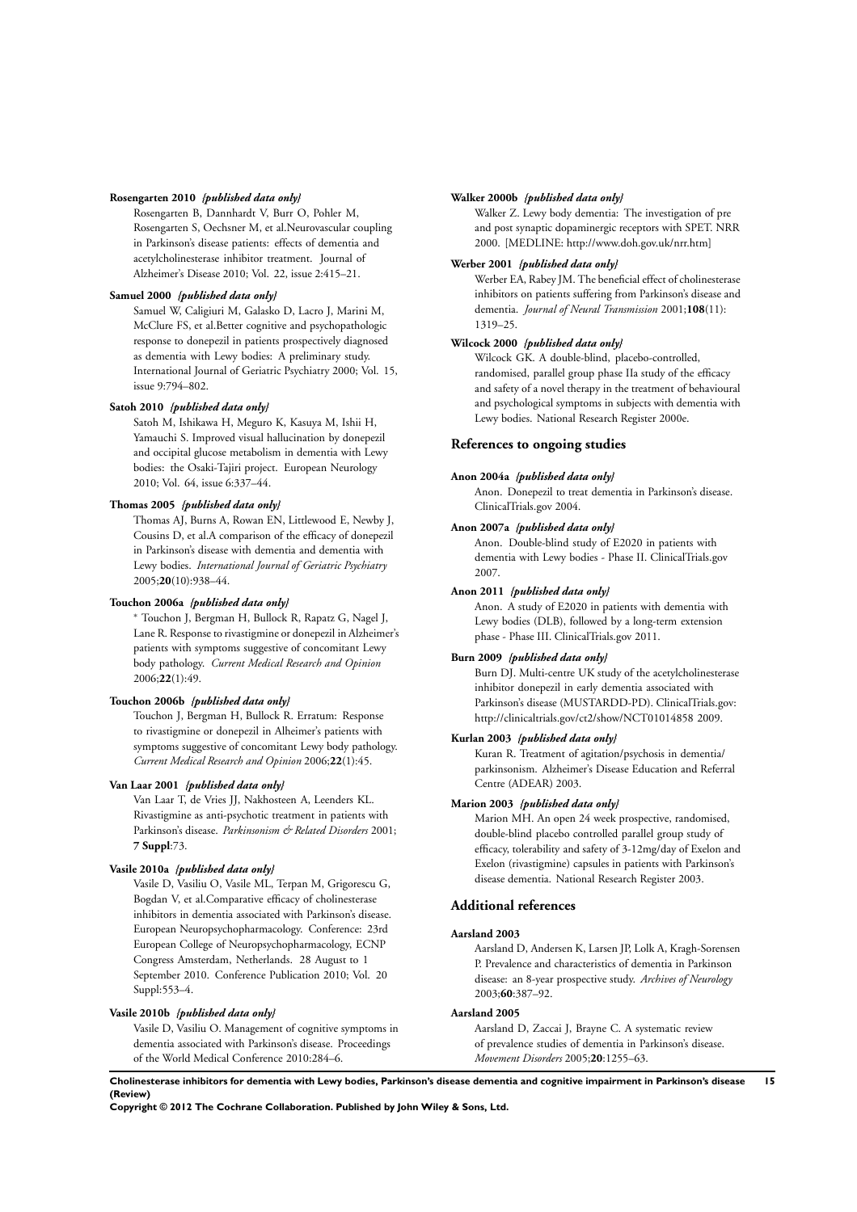**Rosengarten 2010** *{published data only}*

Rosengarten B, Dannhardt V, Burr O, Pohler M, Rosengarten S, Oechsner M, et al.Neurovascular coupling in Parkinson's disease patients: effects of dementia and acetylcholinesterase inhibitor treatment. Journal of Alzheimer's Disease 2010; Vol. 22, issue 2:415–21.

**Samuel 2000** *{published data only}*

Samuel W, Caligiuri M, Galasko D, Lacro J, Marini M, McClure FS, et al.Better cognitive and psychopathologic response to donepezil in patients prospectively diagnosed as dementia with Lewy bodies: A preliminary study. International Journal of Geriatric Psychiatry 2000; Vol. 15, issue 9:794–802.

**Satoh 2010** *{published data only}*

Satoh M, Ishikawa H, Meguro K, Kasuya M, Ishii H, Yamauchi S. Improved visual hallucination by donepezil and occipital glucose metabolism in dementia with Lewy bodies: the Osaki-Tajiri project. European Neurology 2010; Vol. 64, issue 6:337–44.

**Thomas 2005** *{published data only}*

Thomas AJ, Burns A, Rowan EN, Littlewood E, Newby J, Cousins D, et al.A comparison of the efficacy of donepezil in Parkinson's disease with dementia and dementia with Lewy bodies. *International Journal of Geriatric Psychiatry* 2005;**20**(10):938–44.

**Touchon 2006a** *{published data only}*

* Touchon J, Bergman H, Bullock R, Rapatz G, Nagel J, Lane R. Response to rivastigmine or donepezil in Alzheimer's patients with symptoms suggestive of concomitant Lewy body pathology. *Current Medical Research and Opinion* 2006;**22**(1):49.

**Touchon 2006b** *{published data only}*

Touchon J, Bergman H, Bullock R. Erratum: Response to rivastigmine or donepezil in Alheimer's patients with symptoms suggestive of concomitant Lewy body pathology. *Current Medical Research and Opinion* 2006;**22**(1):45.

**Van Laar 2001** *{published data only}*

Van Laar T, de Vries JJ, Nakhosteen A, Leenders KL. Rivastigmine as anti-psychotic treatment in patients with Parkinson's disease. *Parkinsonism & Related Disorders* 2001; **7 Suppl**:73.

**Vasile 2010a** *{published data only}*

Vasile D, Vasiliu O, Vasile ML, Terpan M, Grigorescu G, Bogdan V, et al.Comparative efficacy of cholinesterase inhibitors in dementia associated with Parkinson's disease. European Neuropsychopharmacology. Conference: 23rd European College of Neuropsychopharmacology, ECNP Congress Amsterdam, Netherlands. 28 August to 1 September 2010. Conference Publication 2010; Vol. 20 Suppl:553–4.

**Vasile 2010b** *{published data only}*

Vasile D, Vasiliu O. Management of cognitive symptoms in dementia associated with Parkinson's disease. Proceedings of the World Medical Conference 2010:284–6.

**Walker 2000b** *{published data only}*

Walker Z. Lewy body dementia: The investigation of pre and post synaptic dopaminergic receptors with SPET. NRR 2000. [MEDLINE: http://www.doh.gov.uk/nrr.htm]

**Werber 2001** *{published data only}*

Werber EA, Rabey JM. The beneficial effect of cholinesterase inhibitors on patients suffering from Parkinson's disease and dementia. *Journal of Neural Transmission* 2001;**108**(11): 1319–25.

**Wilcock 2000** *{published data only}*

Wilcock GK. A double-blind, placebo-controlled, randomised, parallel group phase IIa study of the efficacy and safety of a novel therapy in the treatment of behavioural and psychological symptoms in subjects with dementia with Lewy bodies. National Research Register 2000e.

## References to ongoing studies

**Anon 2004a** *{published data only}*

Anon. Donepezil to treat dementia in Parkinson's disease. ClinicalTrials.gov 2004.

**Anon 2007a** *{published data only}*

Anon. Double-blind study of E2020 in patients with dementia with Lewy bodies - Phase II. ClinicalTrials.gov 2007.

**Anon 2011** *{published data only}*

Anon. A study of E2020 in patients with dementia with Lewy bodies (DLB), followed by a long-term extension phase - Phase III. ClinicalTrials.gov 2011.

**Burn 2009** *{published data only}*

Burn DJ. Multi-centre UK study of the acetylcholinesterase inhibitor donepezil in early dementia associated with Parkinson's disease (MUSTARDD-PD). ClinicalTrials.gov: http://clinicaltrials.gov/ct2/show/NCT01014858 2009.

**Kurlan 2003** *{published data only}*

Kuran R. Treatment of agitation/psychosis in dementia/parkinsonism. Alzheimer's Disease Education and Referral Centre (ADEAR) 2003.

**Marion 2003** *{published data only}*

Marion MH. An open 24 week prospective, randomised, double-blind placebo controlled parallel group study of efficacy, tolerability and safety of 3-12mg/day of Exelon and Exelon (rivastigmine) capsules in patients with Parkinson's disease dementia. National Research Register 2003.

## Additional references

**Aarsland 2003**

Aarsland D, Andersen K, Larsen JP, Lolk A, Kragh-Sorensen P. Prevalence and characteristics of dementia in Parkinson disease: an 8-year prospective study. *Archives of Neurology* 2003;**60**:387–92.

**Aarsland 2005**

Aarsland D, Zaccai J, Brayne C. A systematic review of prevalence studies of dementia in Parkinson's disease. *Movement Disorders* 2005;**20**:1255–63.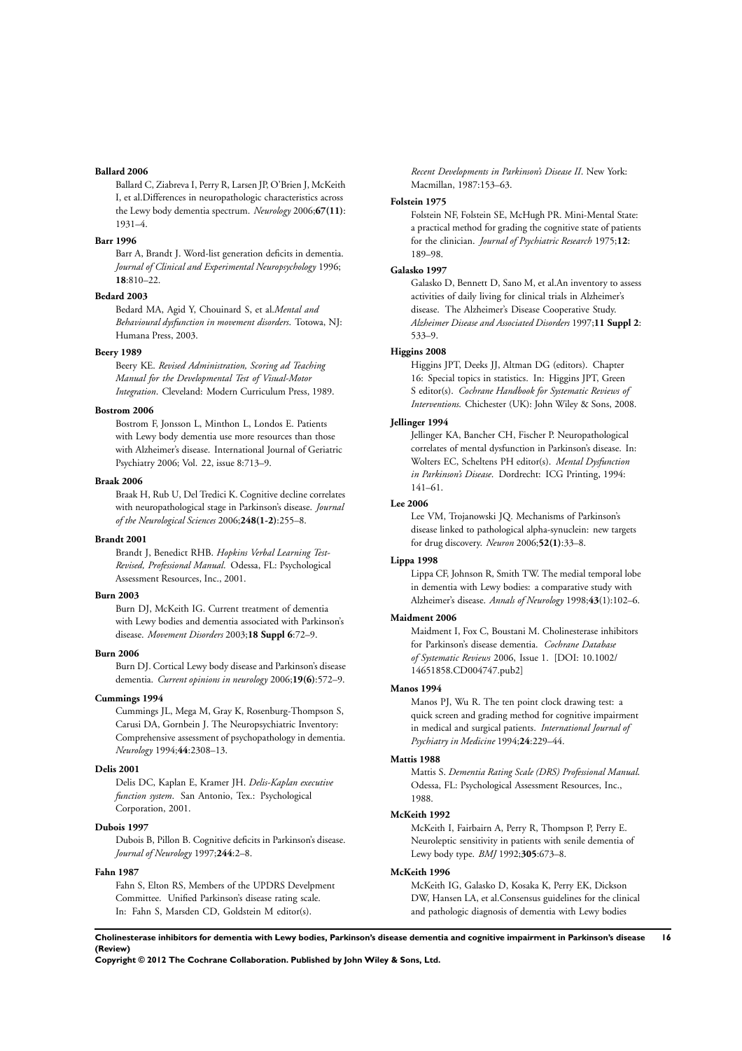**Ballard 2006**

Ballard C, Ziabreva I, Perry R, Larsen JP, O'Brien J, McKeith I, et al.Differences in neuropathologic characteristics across the Lewy body dementia spectrum. *Neurology* 2006;**67(11)**: 1931–4.

**Barr 1996**

Barr A, Brandt J. Word-list generation deficits in dementia. *Journal of Clinical and Experimental Neuropsychology* 1996; **18**:810–22.

**Bedard 2003**

Bedard MA, Agid Y, Chouinard S, et al.*Mental and Behavioural dysfunction in movement disorders*. Totowa, NJ: Humana Press, 2003.

**Beery 1989**

Beery KE. *Revised Administration, Scoring ad Teaching Manual for the Developmental Test of Visual-Motor Integration*. Cleveland: Modern Curriculum Press, 1989.

**Bostrom 2006**

Bostrom F, Jonsson L, Minthon L, Londos E. Patients with Lewy body dementia use more resources than those with Alzheimer's disease. International Journal of Geriatric Psychiatry 2006; Vol. 22, issue 8:713–9.

**Braak 2006**

Braak H, Rub U, Del Tredici K. Cognitive decline correlates with neuropathological stage in Parkinson's disease. *Journal of the Neurological Sciences* 2006;**248(1-2)**:255–8.

**Brandt 2001**

Brandt J, Benedict RHB. *Hopkins Verbal Learning Test-Revised, Professional Manual*. Odessa, FL: Psychological Assessment Resources, Inc., 2001.

**Burn 2003**

Burn DJ, McKeith IG. Current treatment of dementia with Lewy bodies and dementia associated with Parkinson's disease. *Movement Disorders* 2003;**18 Suppl 6**:72–9.

**Burn 2006**

Burn DJ. Cortical Lewy body disease and Parkinson's disease dementia. *Current opinions in neurology* 2006;**19(6)**:572–9.

**Cummings 1994**

Cummings JL, Mega M, Gray K, Rosenburg-Thompson S, Carusi DA, Gornbein J. The Neuropsychiatric Inventory: Comprehensive assessment of psychopathology in dementia. *Neurology* 1994;**44**:2308–13.

**Delis 2001**

Delis DC, Kaplan E, Kramer JH. *Delis-Kaplan executive function system*. San Antonio, Tex.: Psychological Corporation, 2001.

**Dubois 1997**

Dubois B, Pillon B. Cognitive deficits in Parkinson's disease. *Journal of Neurology* 1997;**244**:2–8.

**Fahn 1987**

Fahn S, Elton RS, Members of the UPDRS Develpment Committee. Unified Parkinson's disease rating scale. In: Fahn S, Marsden CD, Goldstein M editor(s). *Recent Developments in Parkinson's Disease II*. New York: Macmillan, 1987:153–63.

**Folstein 1975**

Folstein NF, Folstein SE, McHugh PR. Mini-Mental State: a practical method for grading the cognitive state of patients for the clinician. *Journal of Psychiatric Research* 1975;**12**: 189–98.

**Galasko 1997**

Galasko D, Bennett D, Sano M, et al.An inventory to assess activities of daily living for clinical trials in Alzheimer's disease. The Alzheimer's Disease Cooperative Study. *Alzheimer Disease and Associated Disorders* 1997;**11 Suppl 2**: 533–9.

**Higgins 2008**

Higgins JPT, Deeks JJ, Altman DG (editors). Chapter 16: Special topics in statistics. In: Higgins JPT, Green S editor(s). *Cochrane Handbook for Systematic Reviews of Interventions*. Chichester (UK): John Wiley & Sons, 2008.

**Jellinger 1994**

Jellinger KA, Bancher CH, Fischer P. Neuropathological correlates of mental dysfunction in Parkinson's disease. In: Wolters EC, Scheltens PH editor(s). *Mental Dysfunction in Parkinson's Disease*. Dordrecht: ICG Printing, 1994: 141–61.

**Lee 2006**

Lee VM, Trojanowski JQ. Mechanisms of Parkinson's disease linked to pathological alpha-synuclein: new targets for drug discovery. *Neuron* 2006;**52(1)**:33–8.

**Lippa 1998**

Lippa CF, Johnson R, Smith TW. The medial temporal lobe in dementia with Lewy bodies: a comparative study with Alzheimer's disease. *Annals of Neurology* 1998;**43**(1):102–6.

**Maidment 2006**

Maidment I, Fox C, Boustani M. Cholinesterase inhibitors for Parkinson's disease dementia. *Cochrane Database of Systematic Reviews* 2006, Issue 1. [DOI: 10.1002/14651858.CD004747.pub2]

**Manos 1994**

Manos PJ, Wu R. The ten point clock drawing test: a quick screen and grading method for cognitive impairment in medical and surgical patients. *International Journal of Psychiatry in Medicine* 1994;**24**:229–44.

**Mattis 1988**

Mattis S. *Dementia Rating Scale (DRS) Professional Manual*. Odessa, FL: Psychological Assessment Resources, Inc., 1988.

**McKeith 1992**

McKeith I, Fairbairn A, Perry R, Thompson P, Perry E. Neuroleptic sensitivity in patients with senile dementia of Lewy body type. *BMJ* 1992;**305**:673–8.

**McKeith 1996**

McKeith IG, Galasko D, Kosaka K, Perry EK, Dickson DW, Hansen LA, et al.Consensus guidelines for the clinical and pathologic diagnosis of dementia with Lewy bodies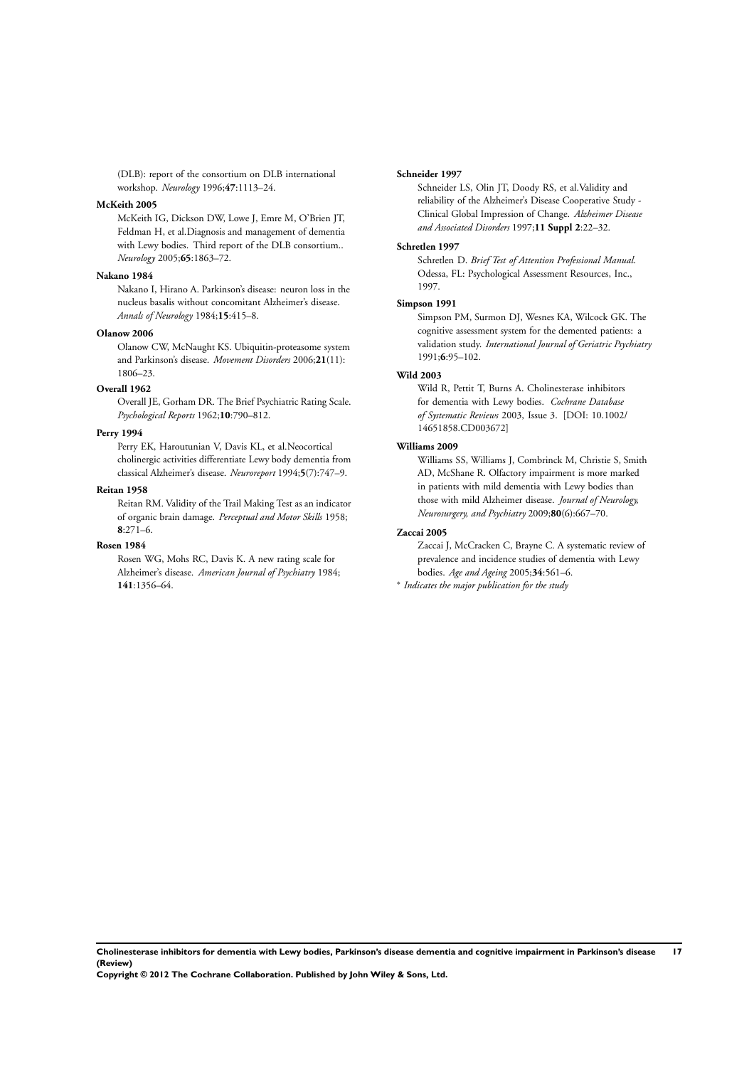(DLB): report of the consortium on DLB international workshop. *Neurology* 1996;**47**:1113–24.

**McKeith 2005**

McKeith IG, Dickson DW, Lowe J, Emre M, O'Brien JT, Feldman H, et al.Diagnosis and management of dementia with Lewy bodies. Third report of the DLB consortium.. *Neurology* 2005;**65**:1863–72.

**Nakano 1984**

Nakano I, Hirano A. Parkinson's disease: neuron loss in the nucleus basalis without concomitant Alzheimer's disease. *Annals of Neurology* 1984;**15**:415–8.

**Olanow 2006**

Olanow CW, McNaught KS. Ubiquitin-proteasome system and Parkinson's disease. *Movement Disorders* 2006;**21**(11): 1806–23.

**Overall 1962**

Overall JE, Gorham DR. The Brief Psychiatric Rating Scale. *Psychological Reports* 1962;**10**:790–812.

**Perry 1994**

Perry EK, Haroutunian V, Davis KL, et al.Neocortical cholinergic activities differentiate Lewy body dementia from classical Alzheimer's disease. *Neuroreport* 1994;**5**(7):747–9.

**Reitan 1958**

Reitan RM. Validity of the Trail Making Test as an indicator of organic brain damage. *Perceptual and Motor Skills* 1958; **8**:271–6.

**Rosen 1984**

Rosen WG, Mohs RC, Davis K. A new rating scale for Alzheimer's disease. *American Journal of Psychiatry* 1984; **141**:1356–64.

**Schneider 1997**

Schneider LS, Olin JT, Doody RS, et al.Validity and reliability of the Alzheimer's Disease Cooperative Study - Clinical Global Impression of Change. *Alzheimer Disease and Associated Disorders* 1997;**11 Suppl 2**:22–32.

**Schretlen 1997**

Schretlen D. *Brief Test of Attention Professional Manual*. Odessa, FL: Psychological Assessment Resources, Inc., 1997.

**Simpson 1991**

Simpson PM, Surmon DJ, Wesnes KA, Wilcock GK. The cognitive assessment system for the demented patients: a validation study. *International Journal of Geriatric Psychiatry* 1991;**6**:95–102.

**Wild 2003**

Wild R, Pettit T, Burns A. Cholinesterase inhibitors for dementia with Lewy bodies. *Cochrane Database of Systematic Reviews* 2003, Issue 3. [DOI: 10.1002/14651858.CD003672]

**Williams 2009**

Williams SS, Williams J, Combrinck M, Christie S, Smith AD, McShane R. Olfactory impairment is more marked in patients with mild dementia with Lewy bodies than those with mild Alzheimer disease. *Journal of Neurology, Neurosurgery, and Psychiatry* 2009;**80**(6):667–70.

**Zaccai 2005**

Zaccai J, McCracken C, Brayne C. A systematic review of prevalence and incidence studies of dementia with Lewy bodies. *Age and Ageing* 2005;**34**:561–6.

* *Indicates the major publication for the study*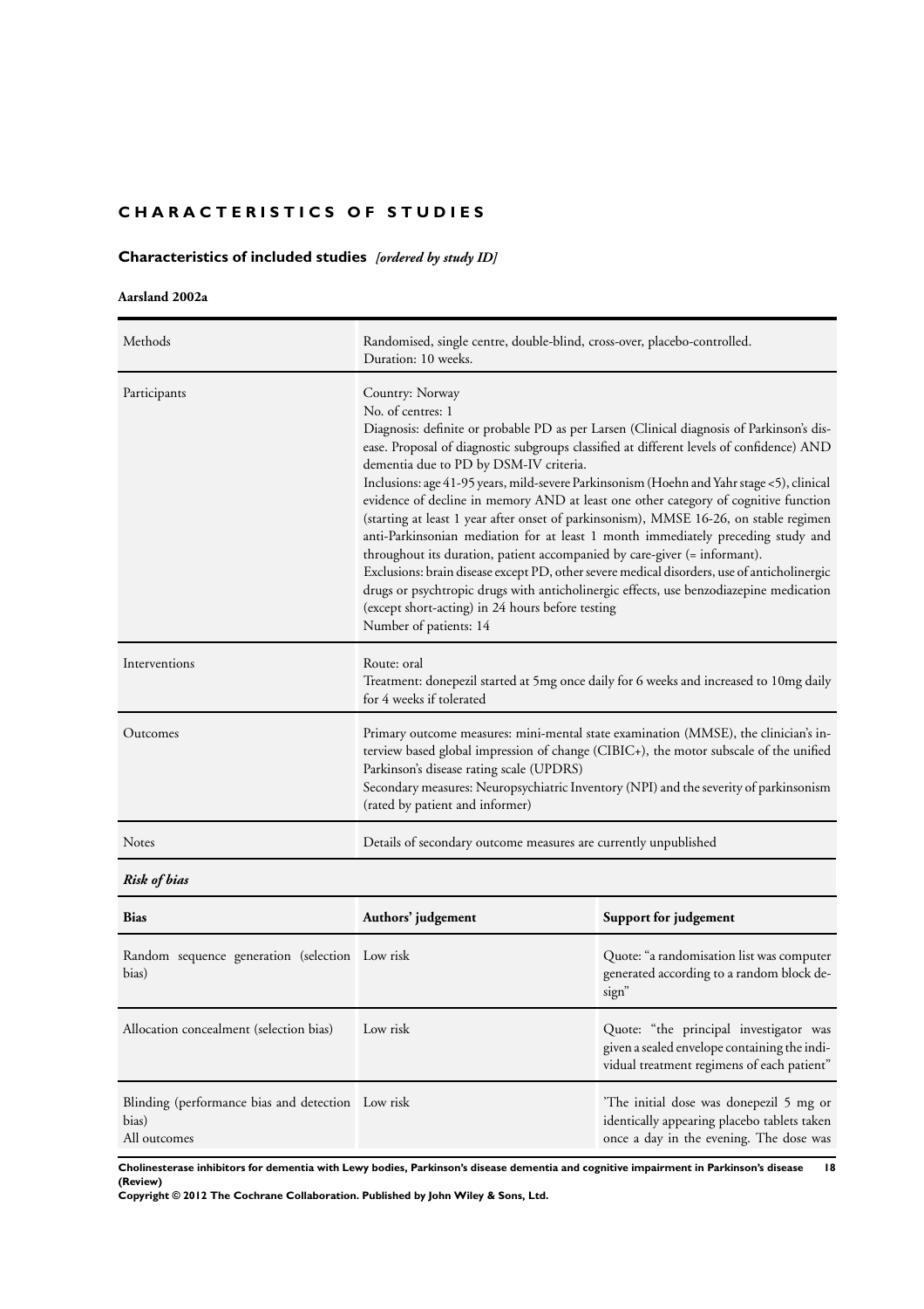# CHARACTERISTICS OF STUDIES

## Characteristics of included studies *[ordered by study ID]*

**Aarsland 2002a**

| | |
|---|---|
| Methods | Randomised, single centre, double-blind, cross-over, placebo-controlled.<br>Duration: 10 weeks. |
| Participants | Country: Norway<br>No. of centres: 1<br>Diagnosis: definite or probable PD as per Larsen (Clinical diagnosis of Parkinson's disease. Proposal of diagnostic subgroups classified at different levels of confidence) AND dementia due to PD by DSM-IV criteria.<br>Inclusions: age 41-95 years, mild-severe Parkinsonism (Hoehn and Yahr stage <5), clinical evidence of decline in memory AND at least one other category of cognitive function (starting at least 1 year after onset of parkinsonism), MMSE 16-26, on stable regimen anti-Parkinsonian mediation for at least 1 month immediately preceding study and throughout its duration, patient accompanied by care-giver (= informant).<br>Exclusions: brain disease except PD, other severe medical disorders, use of anticholinergic drugs or psychtropic drugs with anticholinergic effects, use benzodiazepine medication (except short-acting) in 24 hours before testing<br>Number of patients: 14 |
| Interventions | Route: oral<br>Treatment: donepezil started at 5mg once daily for 6 weeks and increased to 10mg daily for 4 weeks if tolerated |
| Outcomes | Primary outcome measures: mini-mental state examination (MMSE), the clinician's interview based global impression of change (CIBIC+), the motor subscale of the unified Parkinson's disease rating scale (UPDRS)<br>Secondary measures: Neuropsychiatric Inventory (NPI) and the severity of parkinsonism (rated by patient and informer) |
| Notes | Details of secondary outcome measures are currently unpublished |

***Risk of bias***

| Bias | Authors' judgement | Support for judgement |
|---|---|---|
| Random sequence generation (selection bias) | Low risk | Quote: "a randomisation list was computer generated according to a random block design" |
| Allocation concealment (selection bias) | Low risk | Quote: "the principal investigator was given a sealed envelope containing the individual treatment regimens of each patient" |
| Blinding (performance bias and detection bias)<br>All outcomes | Low risk | 'The initial dose was donepezil 5 mg or identically appearing placebo tablets taken once a day in the evening. The dose was |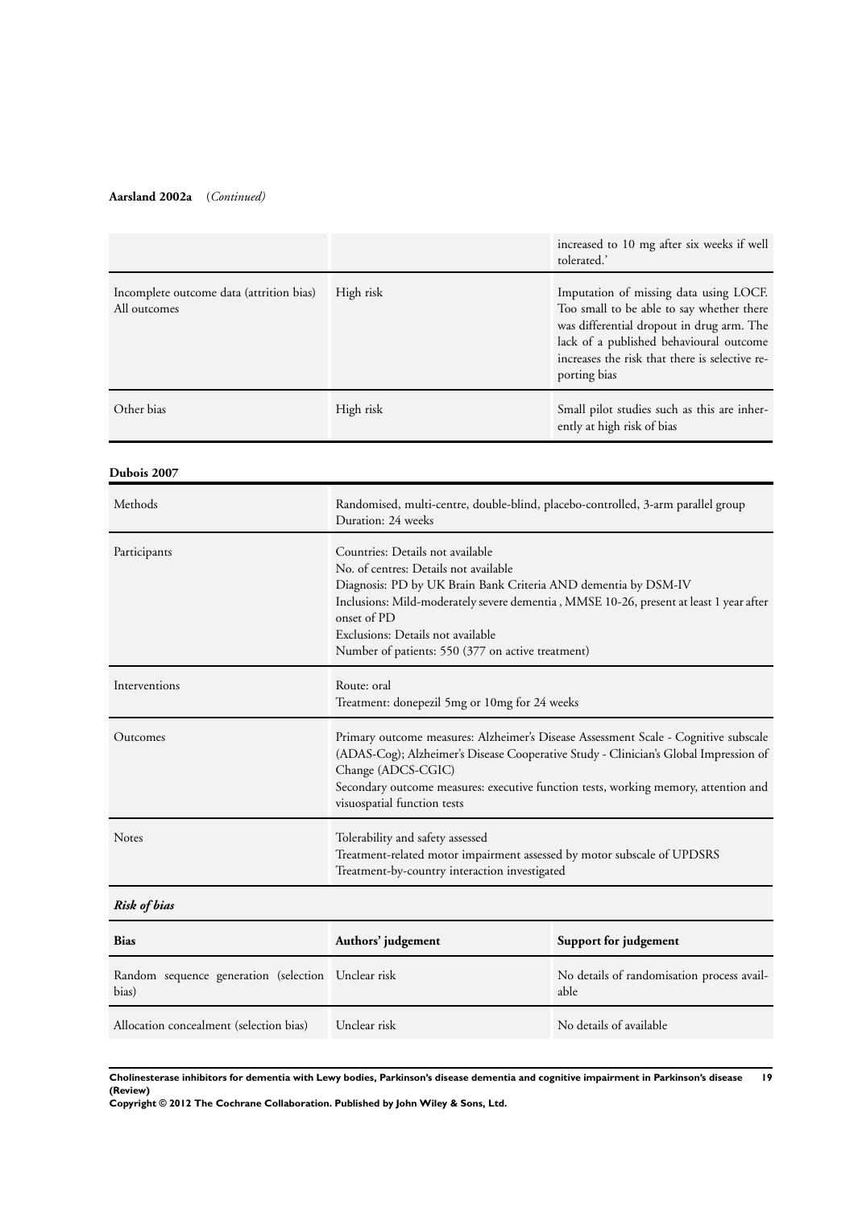**Aarsland 2002a** (*Continued*)

| | | |
|---|---|---|
| | | increased to 10 mg after six weeks if well tolerated.' |
| Incomplete outcome data (attrition bias) All outcomes | High risk | Imputation of missing data using LOCF. Too small to be able to say whether there was differential dropout in drug arm. The lack of a published behavioural outcome increases the risk that there is selective reporting bias |
| Other bias | High risk | Small pilot studies such as this are inherently at high risk of bias |

**Dubois 2007**

| | |
|---|---|
| Methods | Randomised, multi-centre, double-blind, placebo-controlled, 3-arm parallel group<br>Duration: 24 weeks |
| Participants | Countries: Details not available<br>No. of centres: Details not available<br>Diagnosis: PD by UK Brain Bank Criteria AND dementia by DSM-IV<br>Inclusions: Mild-moderately severe dementia , MMSE 10-26, present at least 1 year after onset of PD<br>Exclusions: Details not available<br>Number of patients: 550 (377 on active treatment) |
| Interventions | Route: oral<br>Treatment: donepezil 5mg or 10mg for 24 weeks |
| Outcomes | Primary outcome measures: Alzheimer's Disease Assessment Scale - Cognitive subscale (ADAS-Cog); Alzheimer's Disease Cooperative Study - Clinician's Global Impression of Change (ADCS-CGIC)<br>Secondary outcome measures: executive function tests, working memory, attention and visuospatial function tests |
| Notes | Tolerability and safety assessed<br>Treatment-related motor impairment assessed by motor subscale of UPDSRS<br>Treatment-by-country interaction investigated |

***Risk of bias***

| Bias | Authors' judgement | Support for judgement |
|---|---|---|
| Random sequence generation (selection bias) | Unclear risk | No details of randomisation process available |
| Allocation concealment (selection bias) | Unclear risk | No details of available |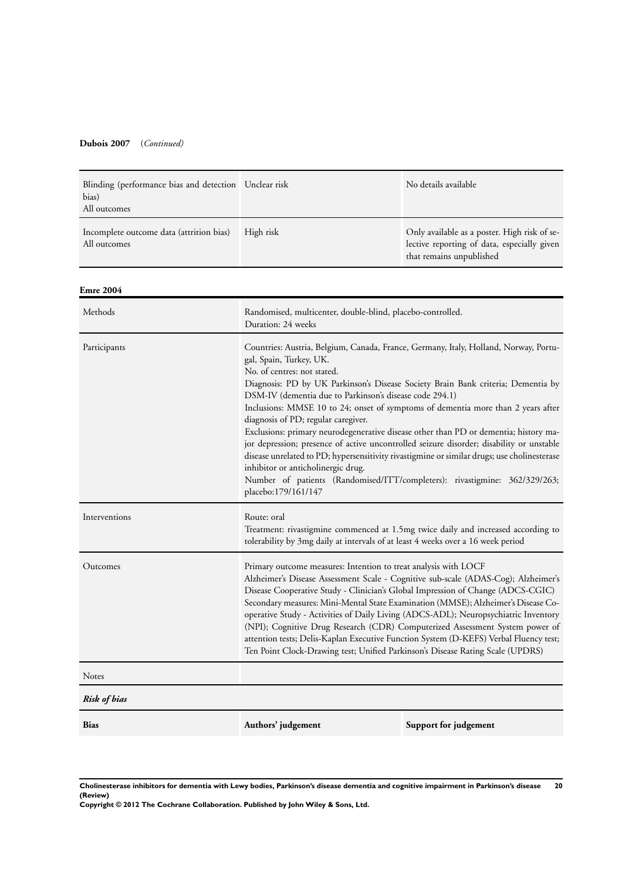**Dubois 2007** (*Continued*)

| | | |
|---|---|---|
| Blinding (performance bias and detection bias)<br>All outcomes | Unclear risk | No details available |
| Incomplete outcome data (attrition bias)<br>All outcomes | High risk | Only available as a poster. High risk of selective reporting of data, especially given that remains unpublished |

**Emre 2004**

| | |
|---|---|
| Methods | Randomised, multicenter, double-blind, placebo-controlled.<br>Duration: 24 weeks |
| Participants | Countries: Austria, Belgium, Canada, France, Germany, Italy, Holland, Norway, Portugal, Spain, Turkey, UK.<br>No. of centres: not stated.<br>Diagnosis: PD by UK Parkinson's Disease Society Brain Bank criteria; Dementia by DSM-IV (dementia due to Parkinson's disease code 294.1)<br>Inclusions: MMSE 10 to 24; onset of symptoms of dementia more than 2 years after diagnosis of PD; regular caregiver.<br>Exclusions: primary neurodegenerative disease other than PD or dementia; history major depression; presence of active uncontrolled seizure disorder; disability or unstable disease unrelated to PD; hypersensitivity rivastigmine or similar drugs; use cholinesterase inhibitor or anticholinergic drug.<br>Number of patients (Randomised/ITT/completers): rivastigmine: 362/329/263; placebo:179/161/147 |
| Interventions | Route: oral<br>Treatment: rivastigmine commenced at 1.5mg twice daily and increased according to tolerability by 3mg daily at intervals of at least 4 weeks over a 16 week period |
| Outcomes | Primary outcome measures: Intention to treat analysis with LOCF<br>Alzheimer's Disease Assessment Scale - Cognitive sub-scale (ADAS-Cog); Alzheimer's Disease Cooperative Study - Clinician's Global Impression of Change (ADCS-CGIC)<br>Secondary measures: Mini-Mental State Examination (MMSE); Alzheimer's Disease Cooperative Study - Activities of Daily Living (ADCS-ADL); Neuropsychiatric Inventory (NPI); Cognitive Drug Research (CDR) Computerized Assessment System power of attention tests; Delis-Kaplan Executive Function System (D-KEFS) Verbal Fluency test; Ten Point Clock-Drawing test; Unified Parkinson's Disease Rating Scale (UPDRS) |
| Notes | |

***Risk of bias***

| **Bias** | **Authors' judgement** | **Support for judgement** |
|---|---|---|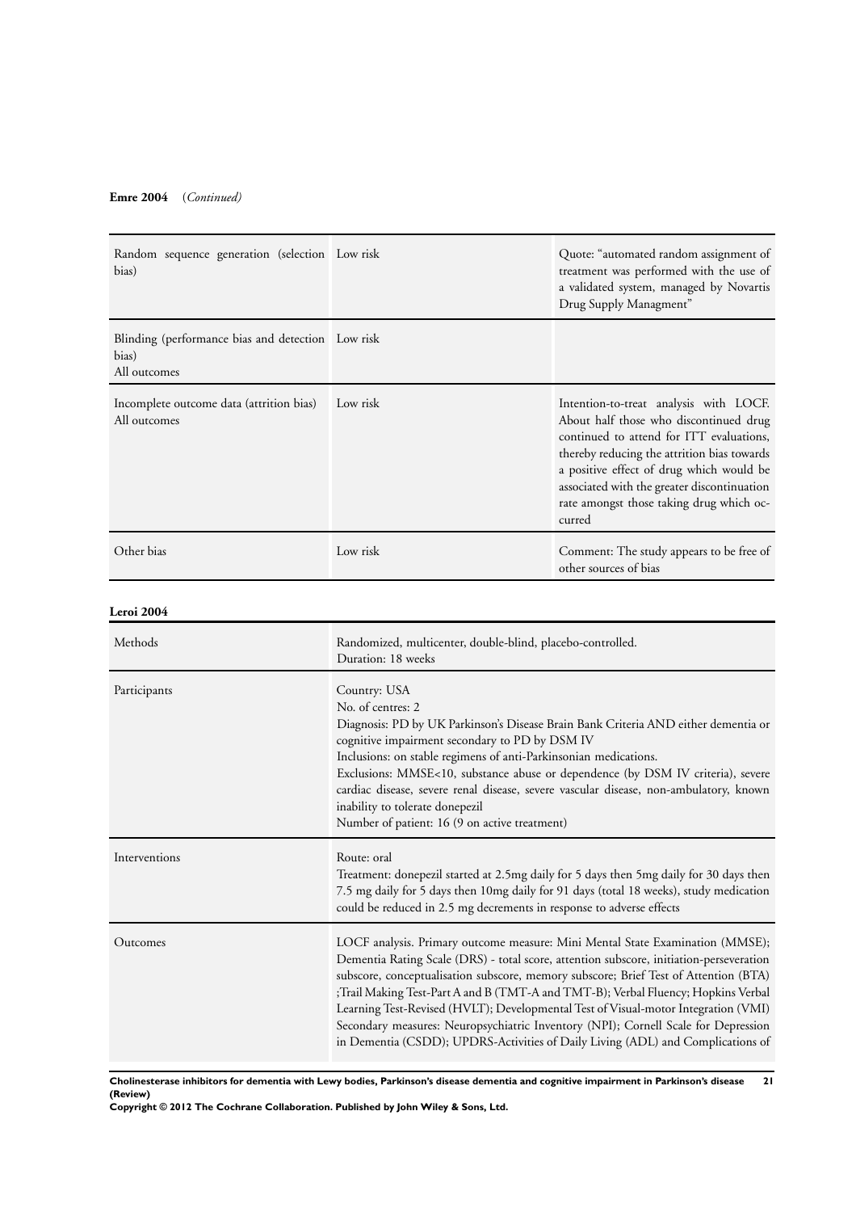**Emre 2004** *(Continued)*

| | | |
|---|---|---|
| Random sequence generation (selection bias) | Low risk | Quote: "automated random assignment of treatment was performed with the use of a validated system, managed by Novartis Drug Supply Managment" |
| Blinding (performance bias and detection bias)<br>All outcomes | Low risk | |
| Incomplete outcome data (attrition bias)<br>All outcomes | Low risk | Intention-to-treat analysis with LOCF. About half those who discontinued drug continued to attend for ITT evaluations, thereby reducing the attrition bias towards a positive effect of drug which would be associated with the greater discontinuation rate amongst those taking drug which occurred |
| Other bias | Low risk | Comment: The study appears to be free of other sources of bias |

**Leroi 2004**

| | |
|---|---|
| Methods | Randomized, multicenter, double-blind, placebo-controlled.<br>Duration: 18 weeks |
| Participants | Country: USA<br>No. of centres: 2<br>Diagnosis: PD by UK Parkinson's Disease Brain Bank Criteria AND either dementia or cognitive impairment secondary to PD by DSM IV<br>Inclusions: on stable regimens of anti-Parkinsonian medications.<br>Exclusions: MMSE<10, substance abuse or dependence (by DSM IV criteria), severe cardiac disease, severe renal disease, severe vascular disease, non-ambulatory, known inability to tolerate donepezil<br>Number of patient: 16 (9 on active treatment) |
| Interventions | Route: oral<br>Treatment: donepezil started at 2.5mg daily for 5 days then 5mg daily for 30 days then 7.5 mg daily for 5 days then 10mg daily for 91 days (total 18 weeks), study medication could be reduced in 2.5 mg decrements in response to adverse effects |
| Outcomes | LOCF analysis. Primary outcome measure: Mini Mental State Examination (MMSE); Dementia Rating Scale (DRS) - total score, attention subscore, initiation-perseveration subscore, conceptualisation subscore, memory subscore; Brief Test of Attention (BTA) ;Trail Making Test-Part A and B (TMT-A and TMT-B); Verbal Fluency; Hopkins Verbal Learning Test-Revised (HVLT); Developmental Test of Visual-motor Integration (VMI)<br>Secondary measures: Neuropsychiatric Inventory (NPI); Cornell Scale for Depression in Dementia (CSDD); UPDRS-Activities of Daily Living (ADL) and Complications of |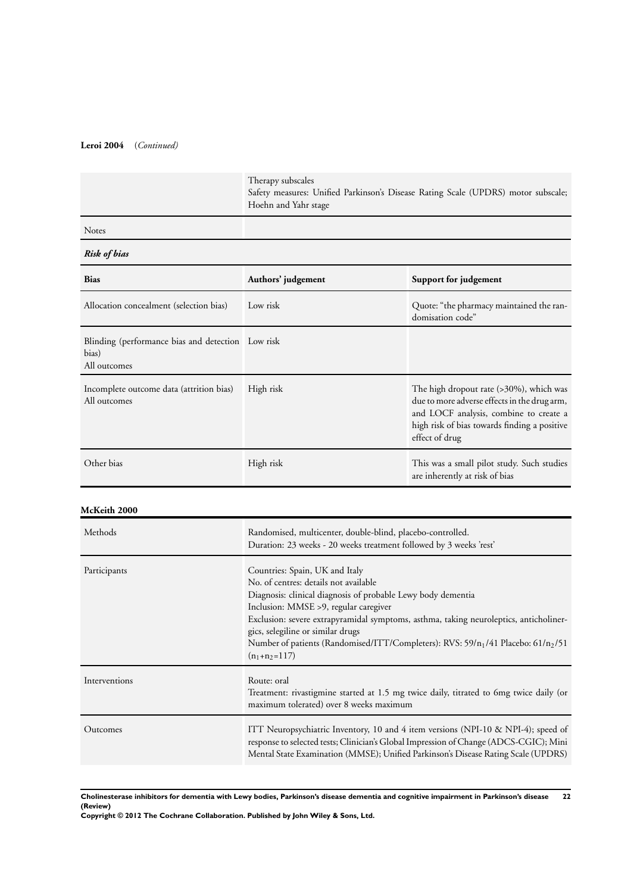**Leroi 2004** (*Continued*)

| | |
|---|---|
| | Therapy subscales<br>Safety measures: Unified Parkinson's Disease Rating Scale (UPDRS) motor subscale; Hoehn and Yahr stage |
| Notes | |

***Risk of bias***

| Bias | Authors' judgement | Support for judgement |
|---|---|---|
| Allocation concealment (selection bias) | Low risk | Quote: "the pharmacy maintained the randomisation code" |
| Blinding (performance bias and detection bias)<br>All outcomes | Low risk | |
| Incomplete outcome data (attrition bias)<br>All outcomes | High risk | The high dropout rate (>30%), which was due to more adverse effects in the drug arm, and LOCF analysis, combine to create a high risk of bias towards finding a positive effect of drug |
| Other bias | High risk | This was a small pilot study. Such studies are inherently at risk of bias |

**McKeith 2000**

| | |
|---|---|
| Methods | Randomised, multicenter, double-blind, placebo-controlled.<br>Duration: 23 weeks - 20 weeks treatment followed by 3 weeks 'rest' |
| Participants | Countries: Spain, UK and Italy<br>No. of centres: details not available<br>Diagnosis: clinical diagnosis of probable Lewy body dementia<br>Inclusion: MMSE >9, regular caregiver<br>Exclusion: severe extrapyramidal symptoms, asthma, taking neuroleptics, anticholinergics, selegiline or similar drugs<br>Number of patients (Randomised/ITT/Completers): RVS: 59/$n_1$/41 Placebo: 61/$n_2$/51 ($n_1$+$n_2$=117) |
| Interventions | Route: oral<br>Treatment: rivastigmine started at 1.5 mg twice daily, titrated to 6mg twice daily (or maximum tolerated) over 8 weeks maximum |
| Outcomes | ITT Neuropsychiatric Inventory, 10 and 4 item versions (NPI-10 & NPI-4); speed of response to selected tests; Clinician's Global Impression of Change (ADCS-CGIC); Mini Mental State Examination (MMSE); Unified Parkinson's Disease Rating Scale (UPDRS) |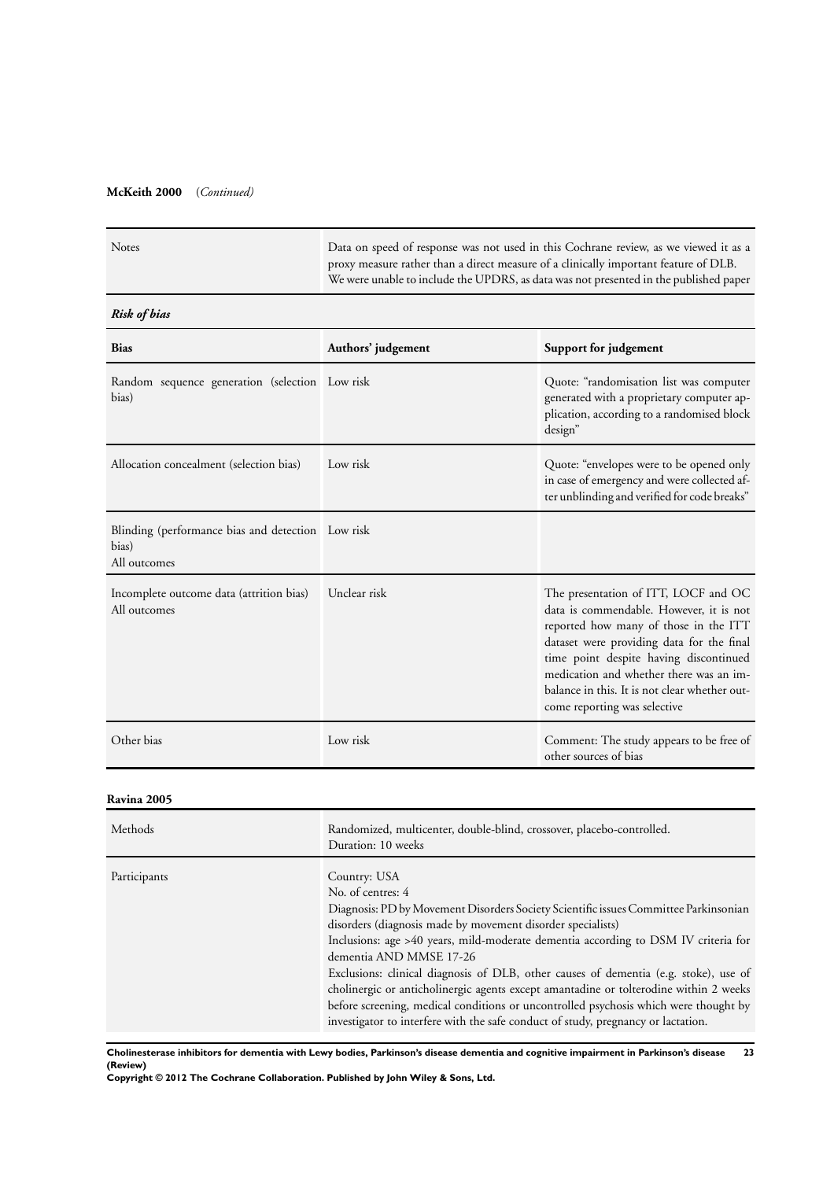**McKeith 2000** (*Continued*)

| | |
|---|---|
| Notes | Data on speed of response was not used in this Cochrane review, as we viewed it as a proxy measure rather than a direct measure of a clinically important feature of DLB. We were unable to include the UPDRS, as data was not presented in the published paper |

***Risk of bias***

| Bias | Authors' judgement | Support for judgement |
|---|---|---|
| Random sequence generation (selection bias) | Low risk | Quote: "randomisation list was computer generated with a proprietary computer application, according to a randomised block design" |
| Allocation concealment (selection bias) | Low risk | Quote: "envelopes were to be opened only in case of emergency and were collected after unblinding and verified for code breaks" |
| Blinding (performance bias and detection bias) All outcomes | Low risk | |
| Incomplete outcome data (attrition bias) All outcomes | Unclear risk | The presentation of ITT, LOCF and OC data is commendable. However, it is not reported how many of those in the ITT dataset were providing data for the final time point despite having discontinued medication and whether there was an imbalance in this. It is not clear whether outcome reporting was selective |
| Other bias | Low risk | Comment: The study appears to be free of other sources of bias |

**Ravina 2005**

| | |
|---|---|
| Methods | Randomized, multicenter, double-blind, crossover, placebo-controlled.<br>Duration: 10 weeks |
| Participants | Country: USA<br>No. of centres: 4<br>Diagnosis: PD by Movement Disorders Society Scientific issues Committee Parkinsonian disorders (diagnosis made by movement disorder specialists)<br>Inclusions: age >40 years, mild-moderate dementia according to DSM IV criteria for dementia AND MMSE 17-26<br>Exclusions: clinical diagnosis of DLB, other causes of dementia (e.g. stoke), use of cholinergic or anticholinergic agents except amantadine or tolterodine within 2 weeks before screening, medical conditions or uncontrolled psychosis which were thought by investigator to interfere with the safe conduct of study, pregnancy or lactation. |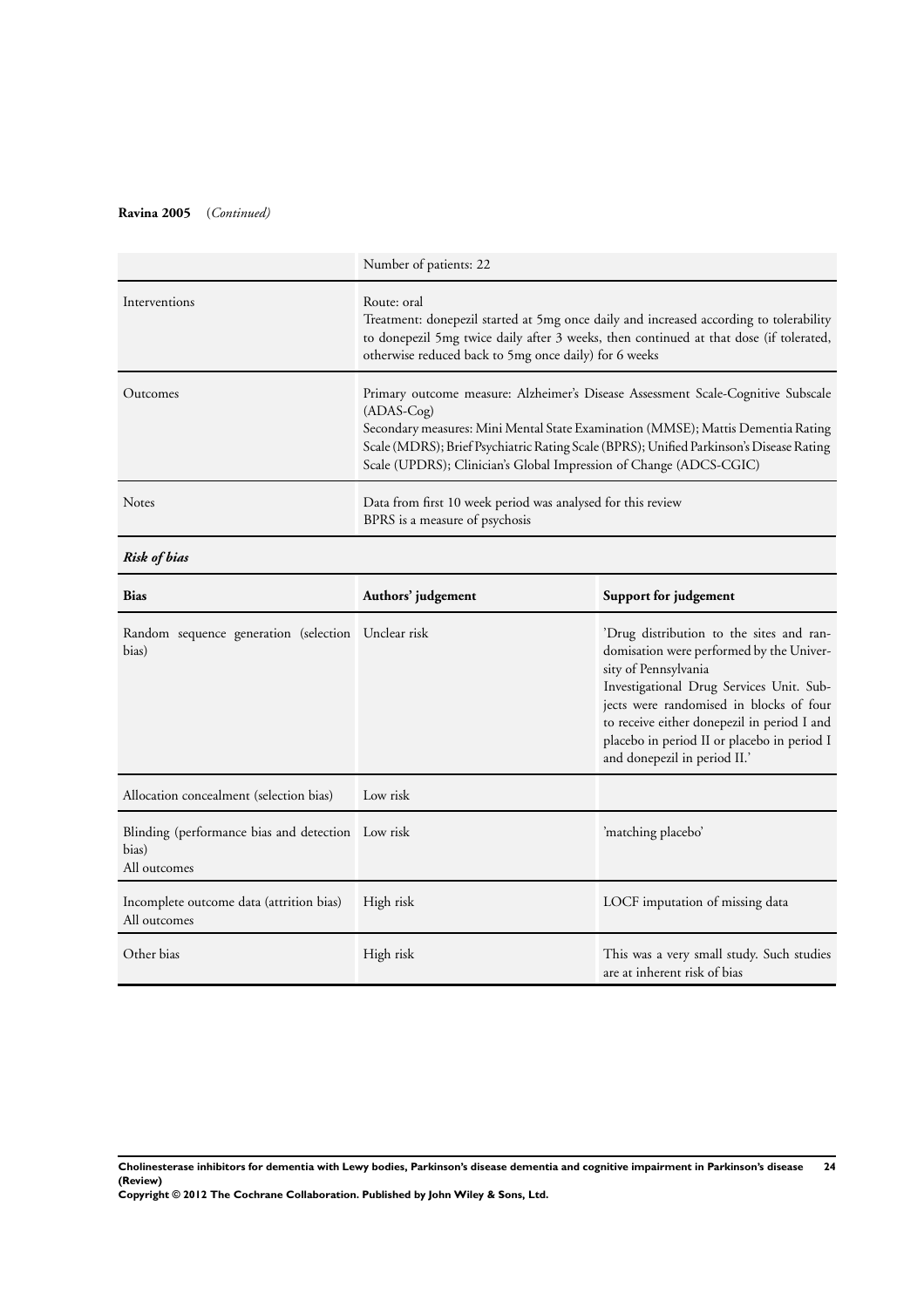**Ravina 2005** (*Continued*)

| | |
|---|---|
| | Number of patients: 22 |
| Interventions | Route: oral<br>Treatment: donepezil started at 5mg once daily and increased according to tolerability to donepezil 5mg twice daily after 3 weeks, then continued at that dose (if tolerated, otherwise reduced back to 5mg once daily) for 6 weeks |
| Outcomes | Primary outcome measure: Alzheimer's Disease Assessment Scale-Cognitive Subscale (ADAS-Cog)<br>Secondary measures: Mini Mental State Examination (MMSE); Mattis Dementia Rating Scale (MDRS); Brief Psychiatric Rating Scale (BPRS); Unified Parkinson's Disease Rating Scale (UPDRS); Clinician's Global Impression of Change (ADCS-CGIC) |
| Notes | Data from first 10 week period was analysed for this review<br>BPRS is a measure of psychosis |

***Risk of bias***

| **Bias** | **Authors' judgement** | **Support for judgement** |
|---|---|---|
| Random sequence generation (selection bias) | Unclear risk | 'Drug distribution to the sites and randomisation were performed by the University of Pennsylvania Investigational Drug Services Unit. Subjects were randomised in blocks of four to receive either donepezil in period I and placebo in period II or placebo in period I and donepezil in period II.' |
| Allocation concealment (selection bias) | Low risk | |
| Blinding (performance bias and detection bias)<br>All outcomes | Low risk | 'matching placebo' |
| Incomplete outcome data (attrition bias)<br>All outcomes | High risk | LOCF imputation of missing data |
| Other bias | High risk | This was a very small study. Such studies are at inherent risk of bias |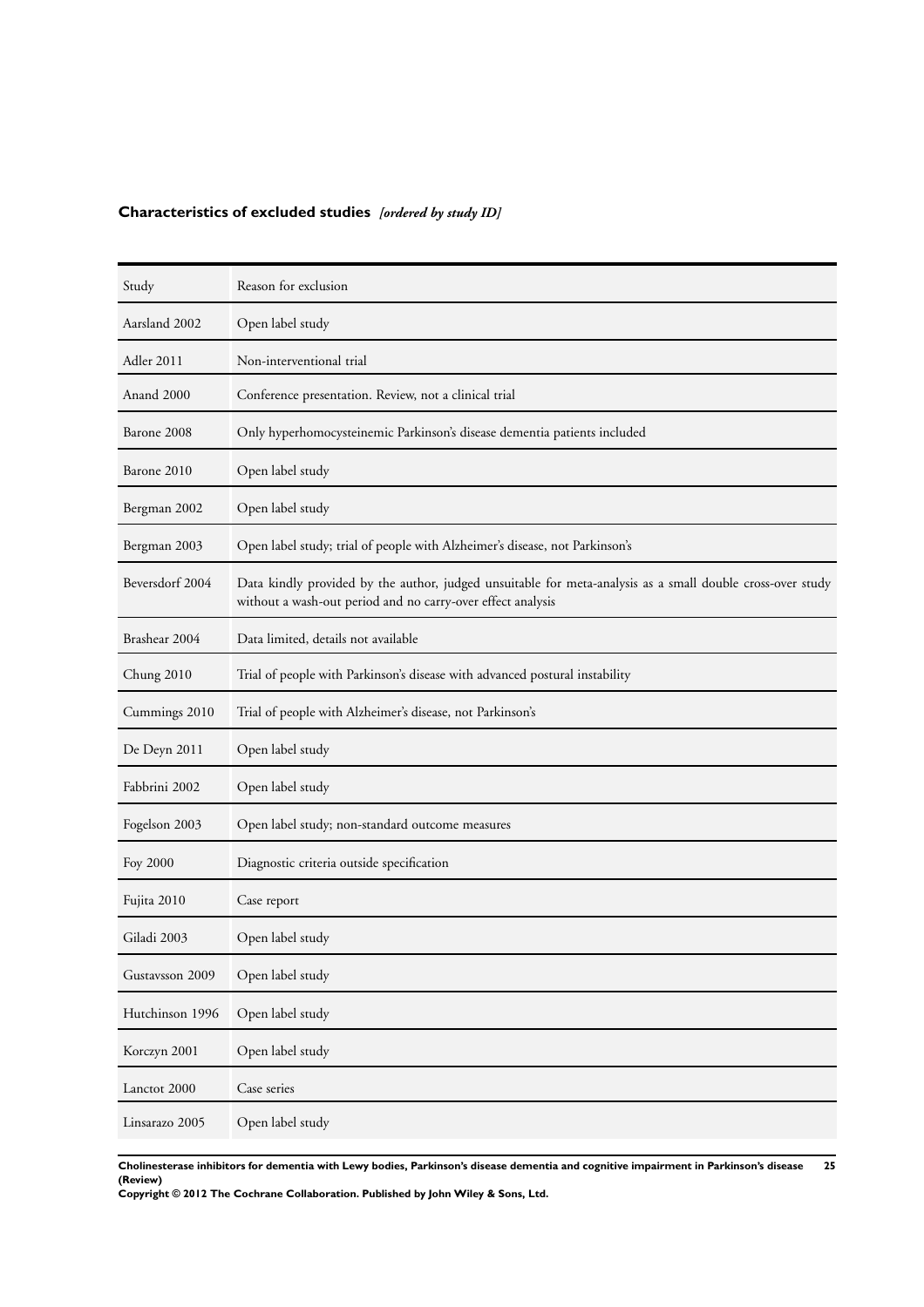## **Characteristics of excluded studies** *[ordered by study ID]*

| Study | Reason for exclusion |
|---|---|
| Aarsland 2002 | Open label study |
| Adler 2011 | Non-interventional trial |
| Anand 2000 | Conference presentation. Review, not a clinical trial |
| Barone 2008 | Only hyperhomocysteinemic Parkinson's disease dementia patients included |
| Barone 2010 | Open label study |
| Bergman 2002 | Open label study |
| Bergman 2003 | Open label study; trial of people with Alzheimer's disease, not Parkinson's |
| Beversdorf 2004 | Data kindly provided by the author, judged unsuitable for meta-analysis as a small double cross-over study without a wash-out period and no carry-over effect analysis |
| Brashear 2004 | Data limited, details not available |
| Chung 2010 | Trial of people with Parkinson's disease with advanced postural instability |
| Cummings 2010 | Trial of people with Alzheimer's disease, not Parkinson's |
| De Deyn 2011 | Open label study |
| Fabbrini 2002 | Open label study |
| Fogelson 2003 | Open label study; non-standard outcome measures |
| Foy 2000 | Diagnostic criteria outside specification |
| Fujita 2010 | Case report |
| Giladi 2003 | Open label study |
| Gustavsson 2009 | Open label study |
| Hutchinson 1996 | Open label study |
| Korczyn 2001 | Open label study |
| Lanctot 2000 | Case series |
| Linsarazo 2005 | Open label study |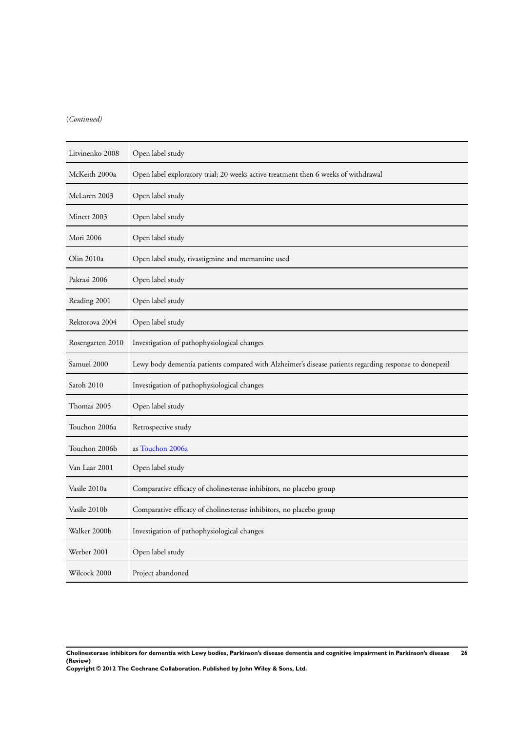(*Continued*)

| | |
|---|---|
| Litvinenko 2008 | Open label study |
| McKeith 2000a | Open label exploratory trial; 20 weeks active treatment then 6 weeks of withdrawal |
| McLaren 2003 | Open label study |
| Minett 2003 | Open label study |
| Mori 2006 | Open label study |
| Olin 2010a | Open label study, rivastigmine and memantine used |
| Pakrasi 2006 | Open label study |
| Reading 2001 | Open label study |
| Rektorova 2004 | Open label study |
| Rosengarten 2010 | Investigation of pathophysiological changes |
| Samuel 2000 | Lewy body dementia patients compared with Alzheimer's disease patients regarding response to donepezil |
| Satoh 2010 | Investigation of pathophysiological changes |
| Thomas 2005 | Open label study |
| Touchon 2006a | Retrospective study |
| Touchon 2006b | as Touchon 2006a |
| Van Laar 2001 | Open label study |
| Vasile 2010a | Comparative efficacy of cholinesterase inhibitors, no placebo group |
| Vasile 2010b | Comparative efficacy of cholinesterase inhibitors, no placebo group |
| Walker 2000b | Investigation of pathophysiological changes |
| Werber 2001 | Open label study |
| Wilcock 2000 | Project abandoned |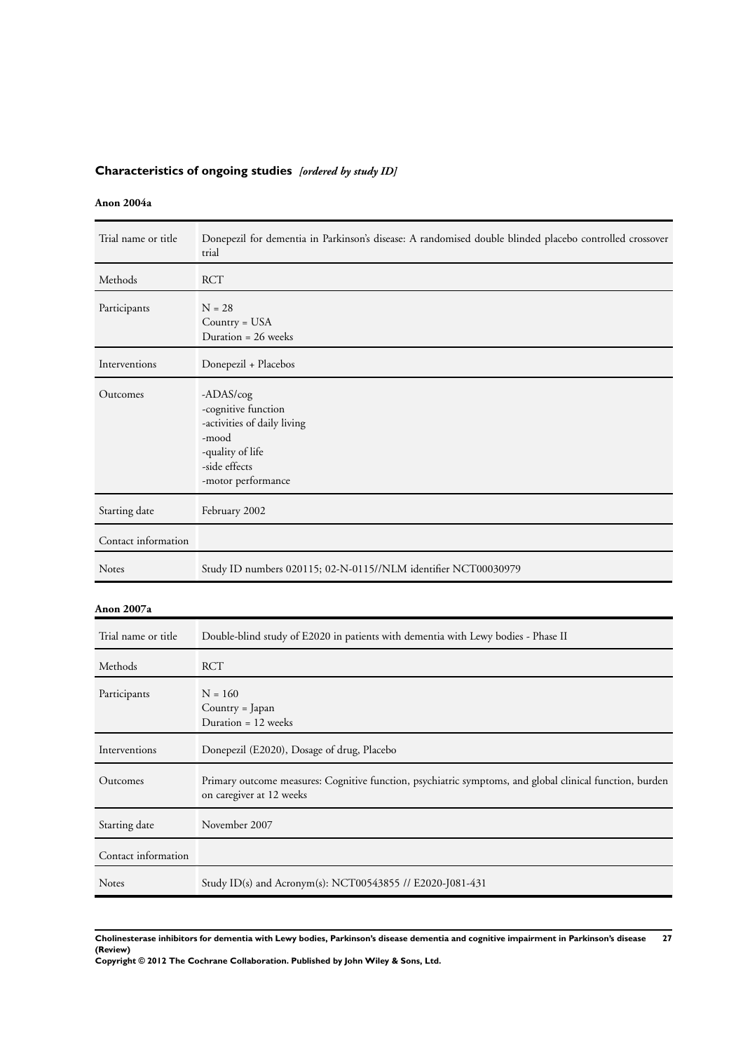## **Characteristics of ongoing studies** *[ordered by study ID]*

### **Anon 2004a**

| Trial name or title | Donepezil for dementia in Parkinson's disease: A randomised double blinded placebo controlled crossover trial |
|---|---|
| Methods | RCT |
| Participants | N = 28<br>Country = USA<br>Duration = 26 weeks |
| Interventions | Donepezil + Placebos |
| Outcomes | -ADAS/cog<br>-cognitive function<br>-activities of daily living<br>-mood<br>-quality of life<br>-side effects<br>-motor performance |
| Starting date | February 2002 |
| Contact information | |
| Notes | Study ID numbers 020115; 02-N-0115//NLM identifier NCT00030979 |

### **Anon 2007a**

| Trial name or title | Double-blind study of E2020 in patients with dementia with Lewy bodies - Phase II |
|---|---|
| Methods | RCT |
| Participants | N = 160<br>Country = Japan<br>Duration = 12 weeks |
| Interventions | Donepezil (E2020), Dosage of drug, Placebo |
| Outcomes | Primary outcome measures: Cognitive function, psychiatric symptoms, and global clinical function, burden on caregiver at 12 weeks |
| Starting date | November 2007 |
| Contact information | |
| Notes | Study ID(s) and Acronym(s): NCT00543855 // E2020-J081-431 |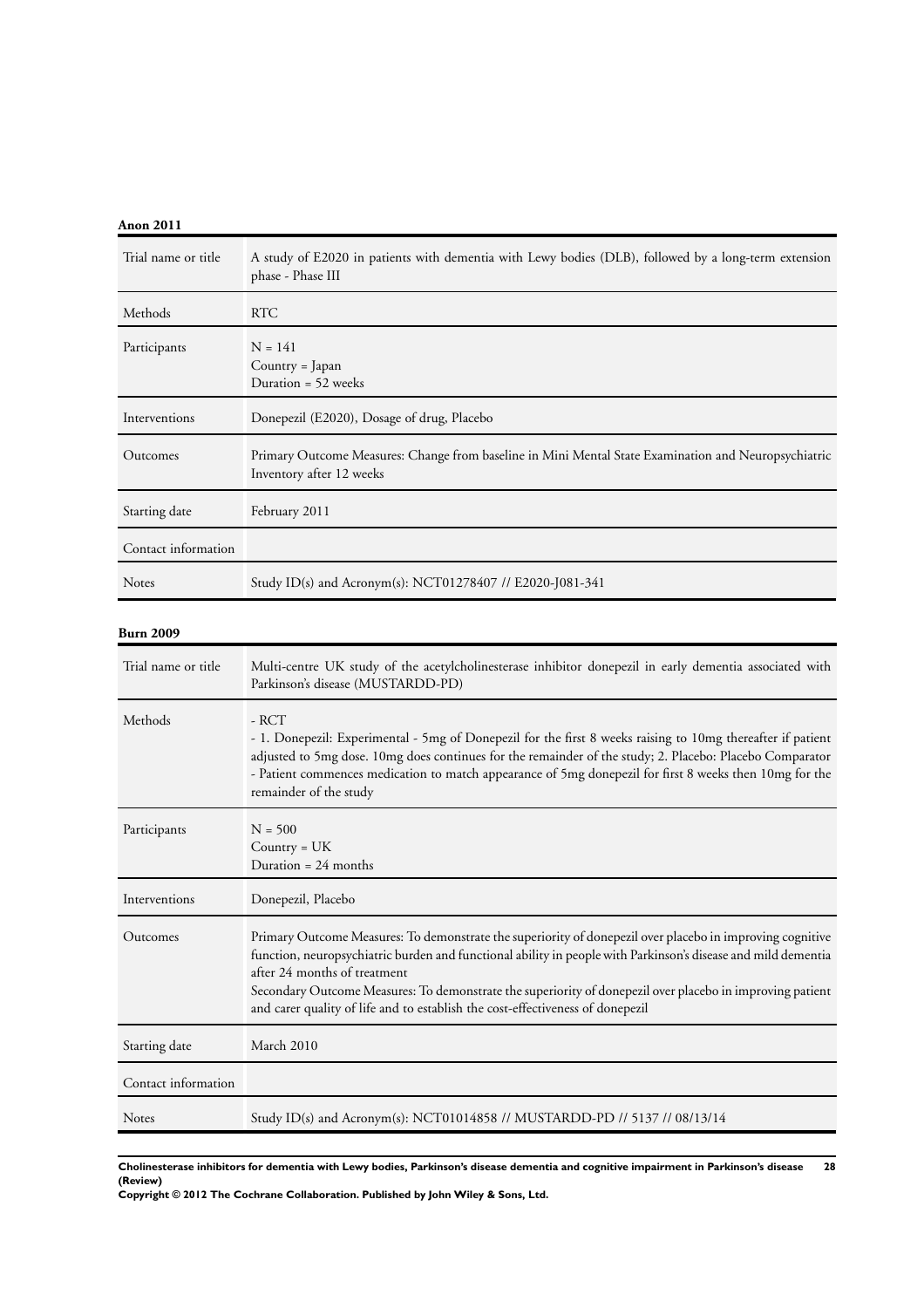**Anon 2011**

| Trial name or title | A study of E2020 in patients with dementia with Lewy bodies (DLB), followed by a long-term extension phase - Phase III |
|---|---|
| Methods | RTC |
| Participants | N = 141<br>Country = Japan<br>Duration = 52 weeks |
| Interventions | Donepezil (E2020), Dosage of drug, Placebo |
| Outcomes | Primary Outcome Measures: Change from baseline in Mini Mental State Examination and Neuropsychiatric Inventory after 12 weeks |
| Starting date | February 2011 |
| Contact information | |
| Notes | Study ID(s) and Acronym(s): NCT01278407 // E2020-J081-341 |

**Burn 2009**

| Trial name or title | Multi-centre UK study of the acetylcholinesterase inhibitor donepezil in early dementia associated with Parkinson's disease (MUSTARDD-PD) |
|---|---|
| Methods | - RCT<br>- 1. Donepezil: Experimental - 5mg of Donepezil for the first 8 weeks raising to 10mg thereafter if patient adjusted to 5mg dose. 10mg does continues for the remainder of the study; 2. Placebo: Placebo Comparator - Patient commences medication to match appearance of 5mg donepezil for first 8 weeks then 10mg for the remainder of the study |
| Participants | N = 500<br>Country = UK<br>Duration = 24 months |
| Interventions | Donepezil, Placebo |
| Outcomes | Primary Outcome Measures: To demonstrate the superiority of donepezil over placebo in improving cognitive function, neuropsychiatric burden and functional ability in people with Parkinson's disease and mild dementia after 24 months of treatment<br>Secondary Outcome Measures: To demonstrate the superiority of donepezil over placebo in improving patient and carer quality of life and to establish the cost-effectiveness of donepezil |
| Starting date | March 2010 |
| Contact information | |
| Notes | Study ID(s) and Acronym(s): NCT01014858 // MUSTARDD-PD // 5137 // 08/13/14 |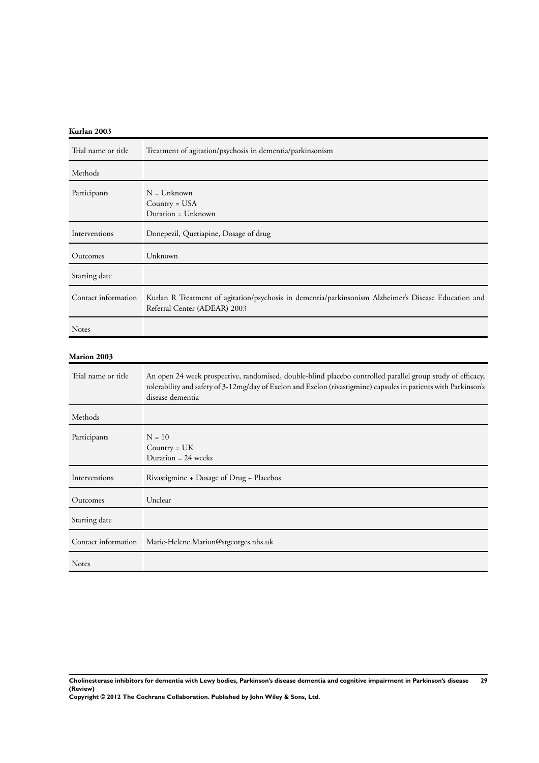**Kurlan 2003**

| Trial name or title | Treatment of agitation/psychosis in dementia/parkinsonism |
|---|---|
| Methods | |
| Participants | N = Unknown<br>Country = USA<br>Duration = Unknown |
| Interventions | Donepezil, Quetiapine, Dosage of drug |
| Outcomes | Unknown |
| Starting date | |
| Contact information | Kurlan R Treatment of agitation/psychosis in dementia/parkinsonism Alzheimer's Disease Education and Referral Center (ADEAR) 2003 |
| Notes | |

**Marion 2003**

| Trial name or title | An open 24 week prospective, randomised, double-blind placebo controlled parallel group study of efficacy, tolerability and safety of 3-12mg/day of Exelon and Exelon (rivastigmine) capsules in patients with Parkinson's disease dementia |
|---|---|
| Methods | |
| Participants | N = 10<br>Country = UK<br>Duration = 24 weeks |
| Interventions | Rivastigmine + Dosage of Drug + Placebos |
| Outcomes | Unclear |
| Starting date | |
| Contact information | Marie-Helene.Marion@stgeorges.nhs.uk |
| Notes | |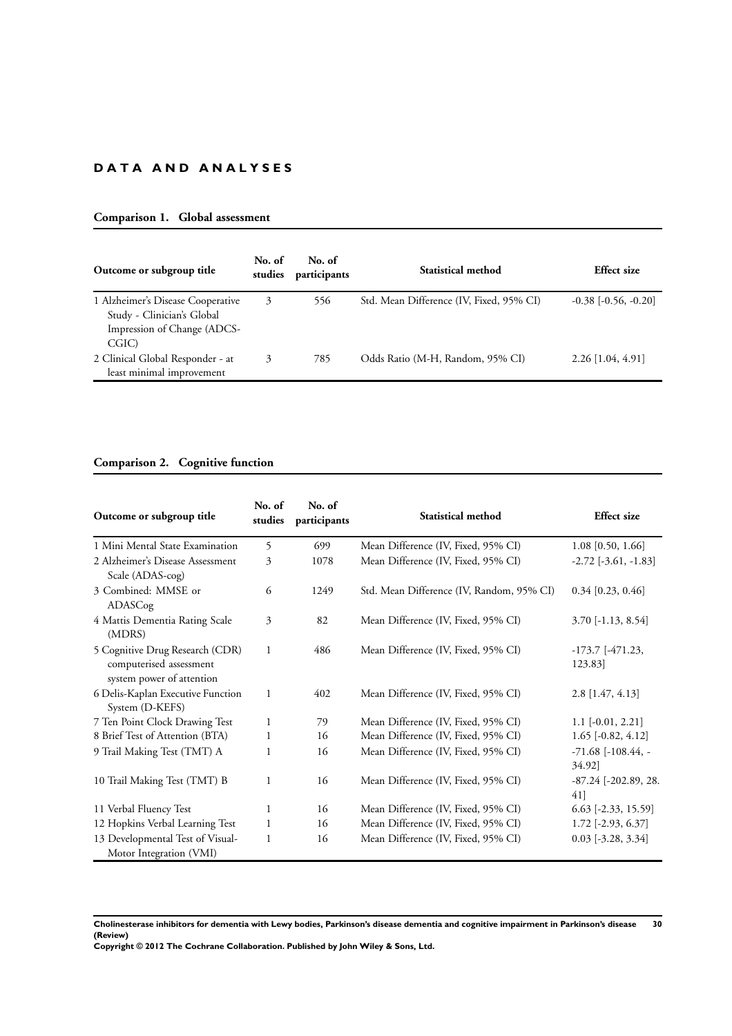## DATA AND ANALYSES

### Comparison 1. Global assessment

| Outcome or subgroup title | No. of studies | No. of participants | Statistical method | Effect size |
|---|---|---|---|---|
| 1 Alzheimer's Disease Cooperative Study - Clinician's Global Impression of Change (ADCS-CGIC) | 3 | 556 | Std. Mean Difference (IV, Fixed, 95% CI) | -0.38 [-0.56, -0.20] |
| 2 Clinical Global Responder - at least minimal improvement | 3 | 785 | Odds Ratio (M-H, Random, 95% CI) | 2.26 [1.04, 4.91] |

### Comparison 2. Cognitive function

| Outcome or subgroup title | No. of studies | No. of participants | Statistical method | Effect size |
|---|---|---|---|---|
| 1 Mini Mental State Examination | 5 | 699 | Mean Difference (IV, Fixed, 95% CI) | 1.08 [0.50, 1.66] |
| 2 Alzheimer's Disease Assessment Scale (ADAS-cog) | 3 | 1078 | Mean Difference (IV, Fixed, 95% CI) | -2.72 [-3.61, -1.83] |
| 3 Combined: MMSE or ADASCog | 6 | 1249 | Std. Mean Difference (IV, Random, 95% CI) | 0.34 [0.23, 0.46] |
| 4 Mattis Dementia Rating Scale (MDRS) | 3 | 82 | Mean Difference (IV, Fixed, 95% CI) | 3.70 [-1.13, 8.54] |
| 5 Cognitive Drug Research (CDR) computerised assessment system power of attention | 1 | 486 | Mean Difference (IV, Fixed, 95% CI) | -173.7 [-471.23, 123.83] |
| 6 Delis-Kaplan Executive Function System (D-KEFS) | 1 | 402 | Mean Difference (IV, Fixed, 95% CI) | 2.8 [1.47, 4.13] |
| 7 Ten Point Clock Drawing Test | 1 | 79 | Mean Difference (IV, Fixed, 95% CI) | 1.1 [-0.01, 2.21] |
| 8 Brief Test of Attention (BTA) | 1 | 16 | Mean Difference (IV, Fixed, 95% CI) | 1.65 [-0.82, 4.12] |
| 9 Trail Making Test (TMT) A | 1 | 16 | Mean Difference (IV, Fixed, 95% CI) | -71.68 [-108.44, -34.92] |
| 10 Trail Making Test (TMT) B | 1 | 16 | Mean Difference (IV, Fixed, 95% CI) | -87.24 [-202.89, 28.41] |
| 11 Verbal Fluency Test | 1 | 16 | Mean Difference (IV, Fixed, 95% CI) | 6.63 [-2.33, 15.59] |
| 12 Hopkins Verbal Learning Test | 1 | 16 | Mean Difference (IV, Fixed, 95% CI) | 1.72 [-2.93, 6.37] |
| 13 Developmental Test of Visual-Motor Integration (VMI) | 1 | 16 | Mean Difference (IV, Fixed, 95% CI) | 0.03 [-3.28, 3.34] |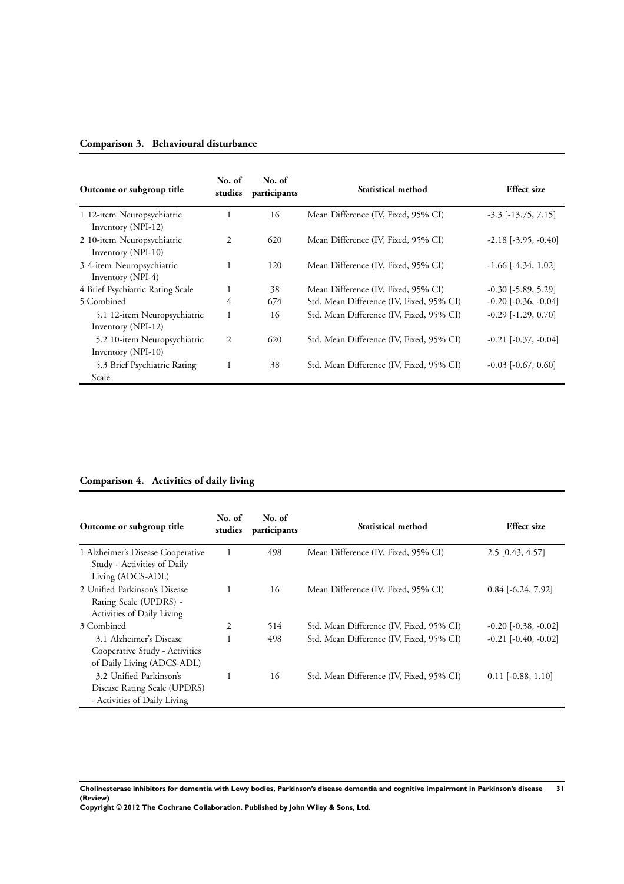**Comparison 3. Behavioural disturbance**

| Outcome or subgroup title | No. of studies | No. of participants | Statistical method | Effect size |
|---|---|---|---|---|
| 1 12-item Neuropsychiatric Inventory (NPI-12) | 1 | 16 | Mean Difference (IV, Fixed, 95% CI) | -3.3 [-13.75, 7.15] |
| 2 10-item Neuropsychiatric Inventory (NPI-10) | 2 | 620 | Mean Difference (IV, Fixed, 95% CI) | -2.18 [-3.95, -0.40] |
| 3 4-item Neuropsychiatric Inventory (NPI-4) | 1 | 120 | Mean Difference (IV, Fixed, 95% CI) | -1.66 [-4.34, 1.02] |
| 4 Brief Psychiatric Rating Scale | 1 | 38 | Mean Difference (IV, Fixed, 95% CI) | -0.30 [-5.89, 5.29] |
| 5 Combined | 4 | 674 | Std. Mean Difference (IV, Fixed, 95% CI) | -0.20 [-0.36, -0.04] |
| 5.1 12-item Neuropsychiatric Inventory (NPI-12) | 1 | 16 | Std. Mean Difference (IV, Fixed, 95% CI) | -0.29 [-1.29, 0.70] |
| 5.2 10-item Neuropsychiatric Inventory (NPI-10) | 2 | 620 | Std. Mean Difference (IV, Fixed, 95% CI) | -0.21 [-0.37, -0.04] |
| 5.3 Brief Psychiatric Rating Scale | 1 | 38 | Std. Mean Difference (IV, Fixed, 95% CI) | -0.03 [-0.67, 0.60] |

**Comparison 4. Activities of daily living**

| Outcome or subgroup title | No. of studies | No. of participants | Statistical method | Effect size |
|---|---|---|---|---|
| 1 Alzheimer's Disease Cooperative Study - Activities of Daily Living (ADCS-ADL) | 1 | 498 | Mean Difference (IV, Fixed, 95% CI) | 2.5 [0.43, 4.57] |
| 2 Unified Parkinson's Disease Rating Scale (UPDRS) - Activities of Daily Living | 1 | 16 | Mean Difference (IV, Fixed, 95% CI) | 0.84 [-6.24, 7.92] |
| 3 Combined | 2 | 514 | Std. Mean Difference (IV, Fixed, 95% CI) | -0.20 [-0.38, -0.02] |
| 3.1 Alzheimer's Disease Cooperative Study - Activities of Daily Living (ADCS-ADL) | 1 | 498 | Std. Mean Difference (IV, Fixed, 95% CI) | -0.21 [-0.40, -0.02] |
| 3.2 Unified Parkinson's Disease Rating Scale (UPDRS) - Activities of Daily Living | 1 | 16 | Std. Mean Difference (IV, Fixed, 95% CI) | 0.11 [-0.88, 1.10] |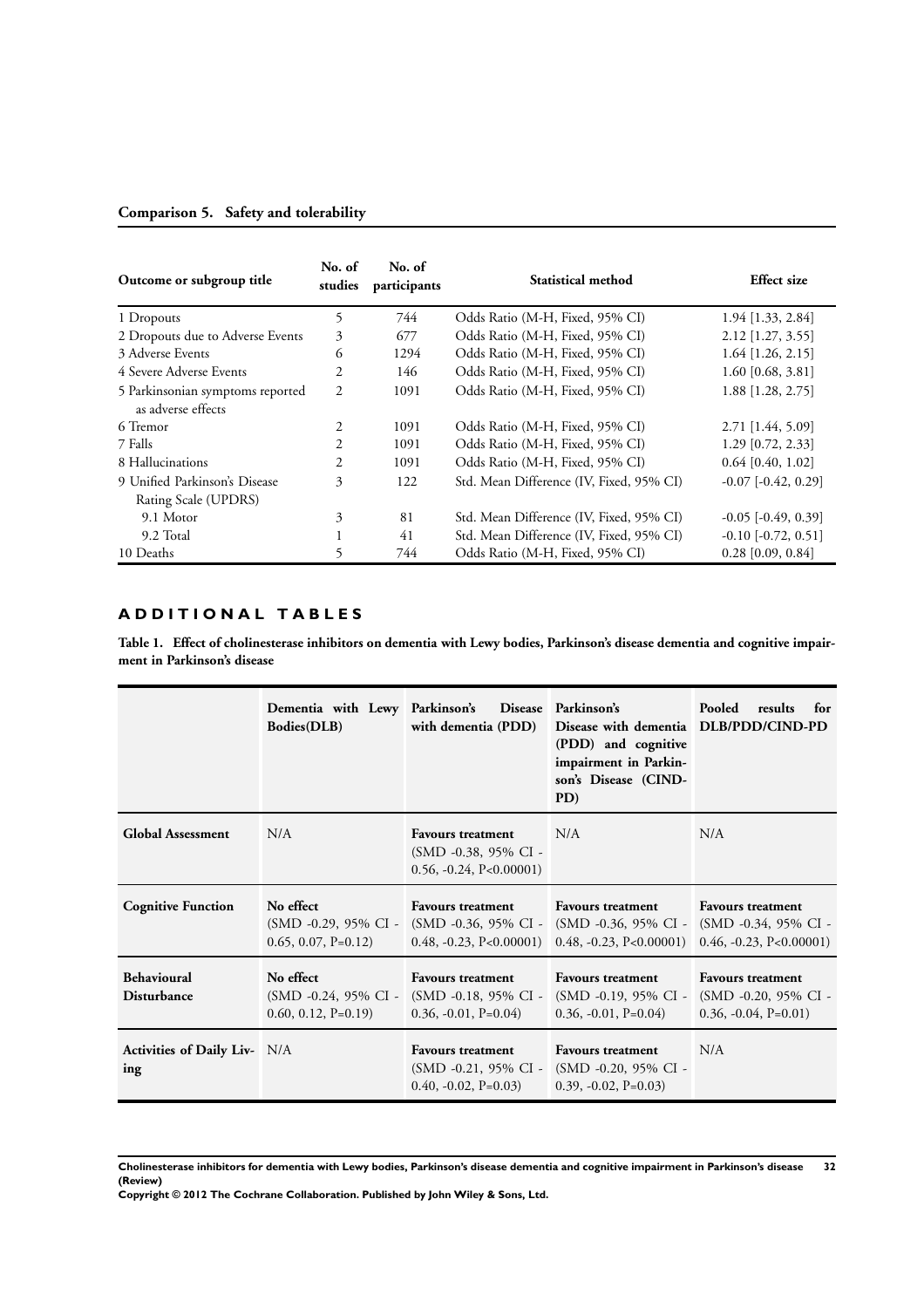### Comparison 5. Safety and tolerability

| Outcome or subgroup title | No. of studies | No. of participants | Statistical method | Effect size |
|---|---|---|---|---|
| 1 Dropouts | 5 | 744 | Odds Ratio (M-H, Fixed, 95% CI) | 1.94 [1.33, 2.84] |
| 2 Dropouts due to Adverse Events | 3 | 677 | Odds Ratio (M-H, Fixed, 95% CI) | 2.12 [1.27, 3.55] |
| 3 Adverse Events | 6 | 1294 | Odds Ratio (M-H, Fixed, 95% CI) | 1.64 [1.26, 2.15] |
| 4 Severe Adverse Events | 2 | 146 | Odds Ratio (M-H, Fixed, 95% CI) | 1.60 [0.68, 3.81] |
| 5 Parkinsonian symptoms reported as adverse effects | 2 | 1091 | Odds Ratio (M-H, Fixed, 95% CI) | 1.88 [1.28, 2.75] |
| 6 Tremor | 2 | 1091 | Odds Ratio (M-H, Fixed, 95% CI) | 2.71 [1.44, 5.09] |
| 7 Falls | 2 | 1091 | Odds Ratio (M-H, Fixed, 95% CI) | 1.29 [0.72, 2.33] |
| 8 Hallucinations | 2 | 1091 | Odds Ratio (M-H, Fixed, 95% CI) | 0.64 [0.40, 1.02] |
| 9 Unified Parkinson's Disease Rating Scale (UPDRS) | 3 | 122 | Std. Mean Difference (IV, Fixed, 95% CI) | -0.07 [-0.42, 0.29] |
| 9.1 Motor | 3 | 81 | Std. Mean Difference (IV, Fixed, 95% CI) | -0.05 [-0.49, 0.39] |
| 9.2 Total | 1 | 41 | Std. Mean Difference (IV, Fixed, 95% CI) | -0.10 [-0.72, 0.51] |
| 10 Deaths | 5 | 744 | Odds Ratio (M-H, Fixed, 95% CI) | 0.28 [0.09, 0.84] |

## ADDITIONAL TABLES

**Table 1. Effect of cholinesterase inhibitors on dementia with Lewy bodies, Parkinson's disease dementia and cognitive impairment in Parkinson's disease**

| | Dementia with Lewy Bodies(DLB) | Parkinson's Disease with dementia (PDD) | Parkinson's Disease with dementia (PDD) and cognitive impairment in Parkinson's Disease (CIND-PD) | Pooled results for DLB/PDD/CIND-PD |
|---|---|---|---|---|
| **Global Assessment** | N/A | **Favours treatment** (SMD -0.38, 95% CI -0.56, -0.24, P<0.00001) | N/A | N/A |
| **Cognitive Function** | **No effect** (SMD -0.29, 95% CI -0.65, 0.07, P=0.12) | **Favours treatment** (SMD -0.36, 95% CI -0.48, -0.23, P<0.00001) | **Favours treatment** (SMD -0.36, 95% CI -0.48, -0.23, P<0.00001) | **Favours treatment** (SMD -0.34, 95% CI -0.46, -0.23, P<0.00001) |
| **Behavioural Disturbance** | **No effect** (SMD -0.24, 95% CI -0.60, 0.12, P=0.19) | **Favours treatment** (SMD -0.18, 95% CI -0.36, -0.01, P=0.04) | **Favours treatment** (SMD -0.19, 95% CI -0.36, -0.01, P=0.04) | **Favours treatment** (SMD -0.20, 95% CI -0.36, -0.04, P=0.01) |
| **Activities of Daily Living** | N/A | **Favours treatment** (SMD -0.21, 95% CI -0.40, -0.02, P=0.03) | **Favours treatment** (SMD -0.20, 95% CI -0.39, -0.02, P=0.03) | N/A |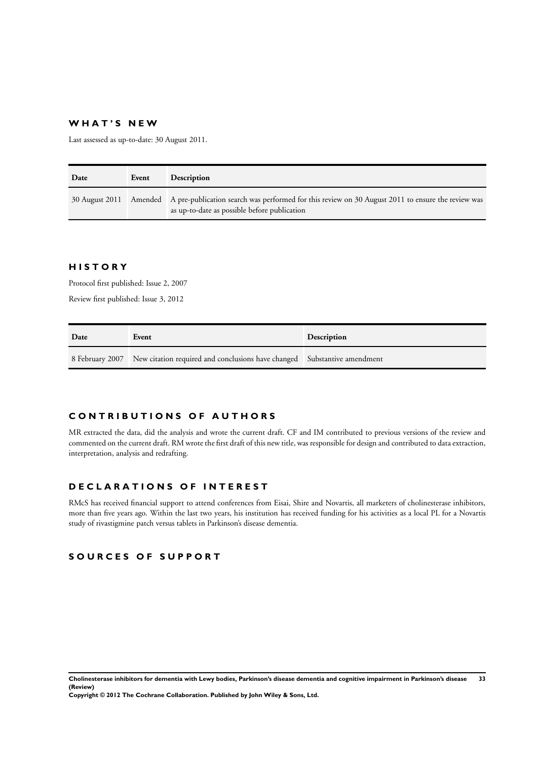## WHAT'S NEW

Last assessed as up-to-date: 30 August 2011.

| Date | Event | Description |
|---|---|---|
| 30 August 2011 | Amended | A pre-publication search was performed for this review on 30 August 2011 to ensure the review was as up-to-date as possible before publication |

## HISTORY

Protocol first published: Issue 2, 2007

Review first published: Issue 3, 2012

| Date | Event | Description |
|---|---|---|
| 8 February 2007 | New citation required and conclusions have changed | Substantive amendment |

## CONTRIBUTIONS OF AUTHORS

MR extracted the data, did the analysis and wrote the current draft. CF and IM contributed to previous versions of the review and commented on the current draft. RM wrote the first draft of this new title, was responsible for design and contributed to data extraction, interpretation, analysis and redrafting.

## DECLARATIONS OF INTEREST

RMcS has received financial support to attend conferences from Eisai, Shire and Novartis, all marketers of cholinesterase inhibitors, more than five years ago. Within the last two years, his institution has received funding for his activities as a local PL for a Novartis study of rivastigmine patch versus tablets in Parkinson's disease dementia.

## SOURCES OF SUPPORT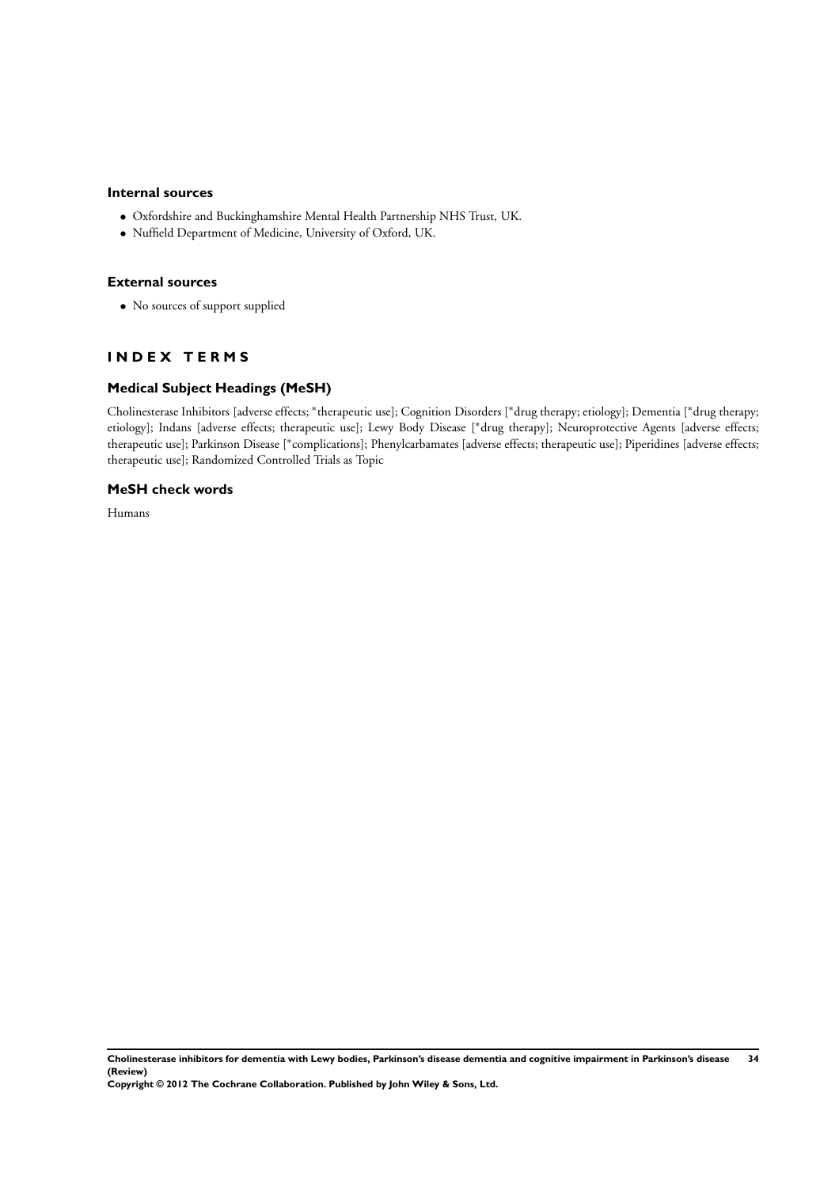### Internal sources

- Oxfordshire and Buckinghamshire Mental Health Partnership NHS Trust, UK.
- Nuffield Department of Medicine, University of Oxford, UK.

### External sources

- No sources of support supplied

## INDEX TERMS

### Medical Subject Headings (MeSH)

Cholinesterase Inhibitors [adverse effects; *therapeutic use]; Cognition Disorders [*drug therapy; etiology]; Dementia [*drug therapy; etiology]; Indans [adverse effects; therapeutic use]; Lewy Body Disease [*drug therapy]; Neuroprotective Agents [adverse effects; therapeutic use]; Parkinson Disease [*complications]; Phenylcarbamates [adverse effects; therapeutic use]; Piperidines [adverse effects; therapeutic use]; Randomized Controlled Trials as Topic

### MeSH check words

Humans